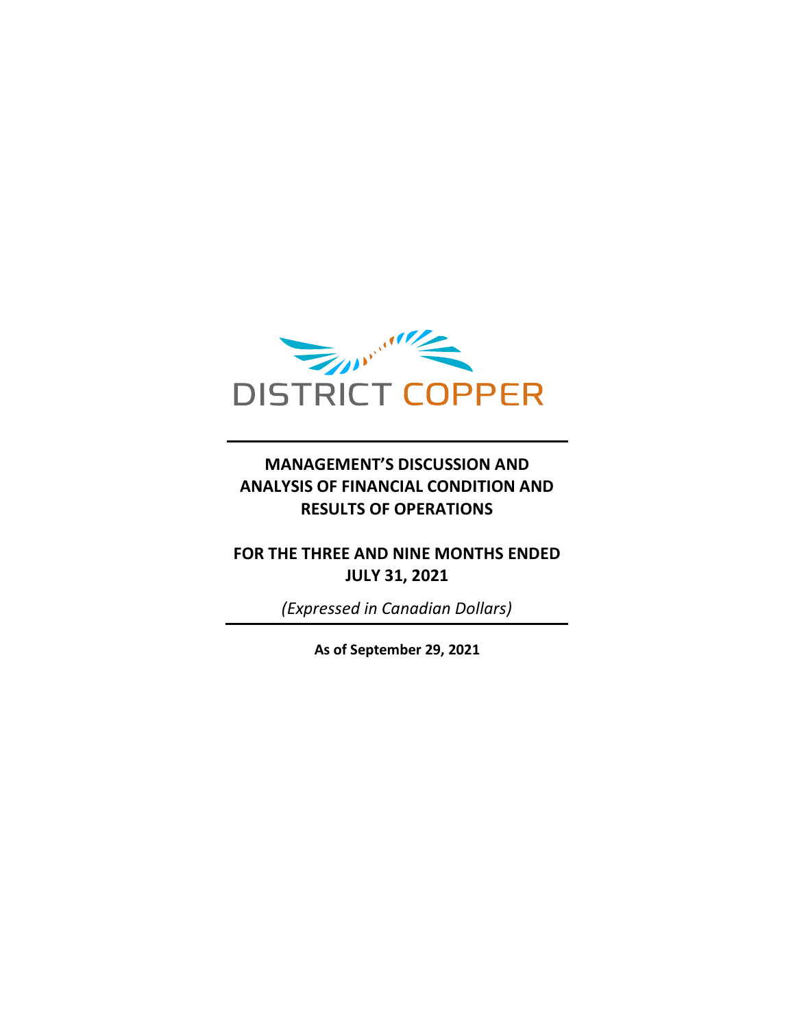DISTRICT COPPER

# MANAGEMENT'S DISCUSSION AND ANALYSIS OF FINANCIAL CONDITION AND RESULTS OF OPERATIONS

## FOR THE THREE AND NINE MONTHS ENDED JULY 31, 2021

*(Expressed in Canadian Dollars)*

**As of September 29, 2021**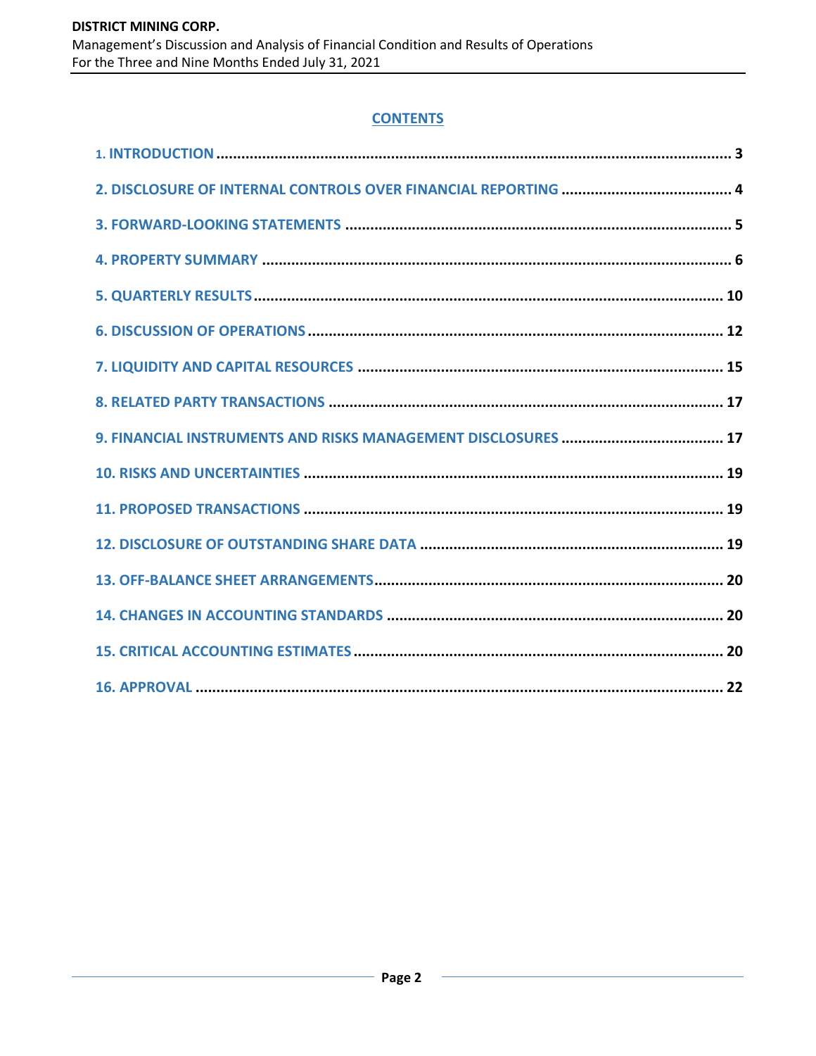## CONTENTS

1. INTRODUCTION .......... 3
2. DISCLOSURE OF INTERNAL CONTROLS OVER FINANCIAL REPORTING .......... 4
3. FORWARD-LOOKING STATEMENTS .......... 5
4. PROPERTY SUMMARY .......... 6
5. QUARTERLY RESULTS .......... 10
6. DISCUSSION OF OPERATIONS .......... 12
7. LIQUIDITY AND CAPITAL RESOURCES .......... 15
8. RELATED PARTY TRANSACTIONS .......... 17
9. FINANCIAL INSTRUMENTS AND RISKS MANAGEMENT DISCLOSURES .......... 17
10. RISKS AND UNCERTAINTIES .......... 19
11. PROPOSED TRANSACTIONS .......... 19
12. DISCLOSURE OF OUTSTANDING SHARE DATA .......... 19
13. OFF-BALANCE SHEET ARRANGEMENTS .......... 20
14. CHANGES IN ACCOUNTING STANDARDS .......... 20
15. CRITICAL ACCOUNTING ESTIMATES .......... 20
16. APPROVAL .......... 22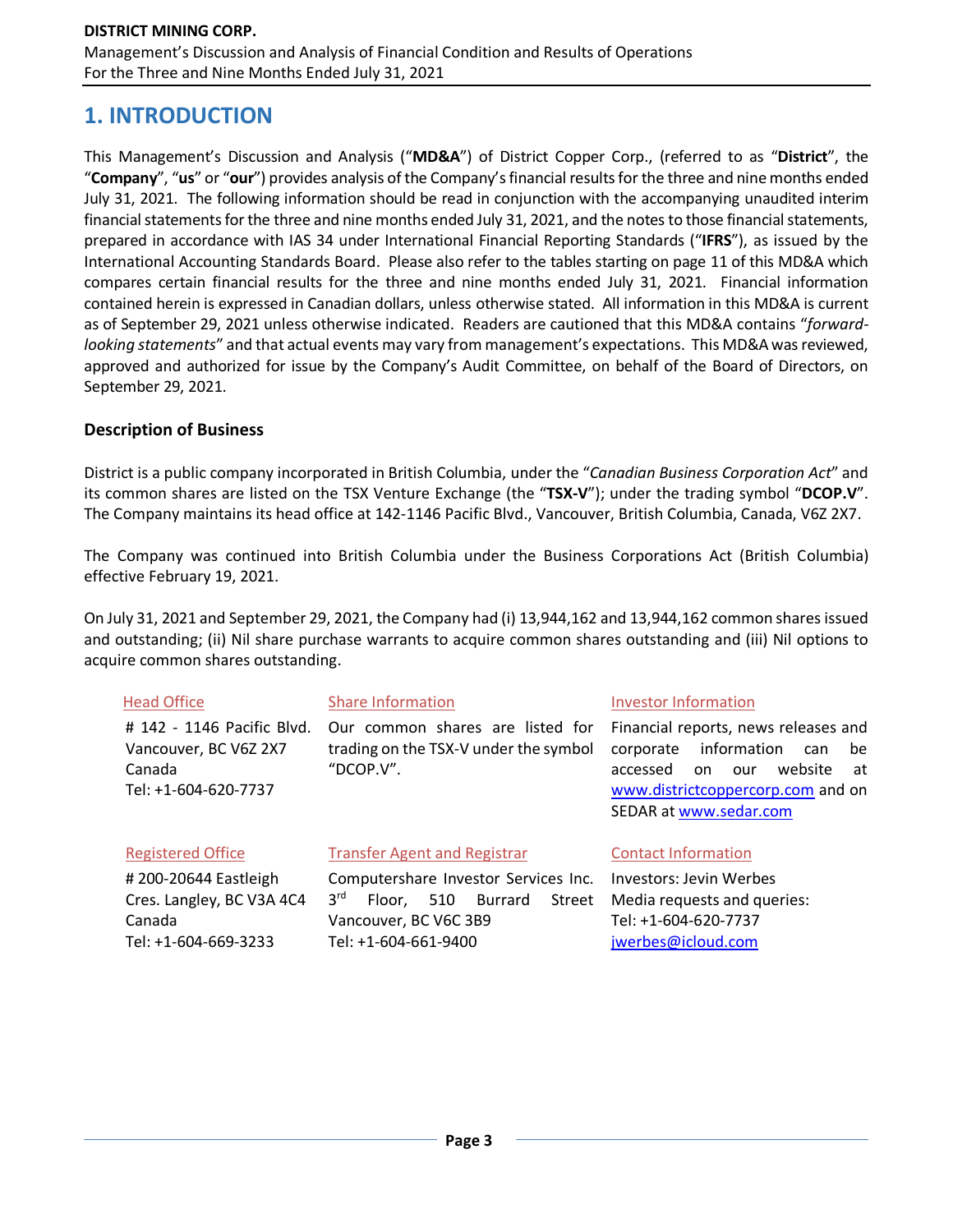# 1. INTRODUCTION

This Management's Discussion and Analysis ("**MD&A**") of District Copper Corp., (referred to as "**District**", the "**Company**", "**us**" or "**our**") provides analysis of the Company's financial results for the three and nine months ended July 31, 2021. The following information should be read in conjunction with the accompanying unaudited interim financial statements for the three and nine months ended July 31, 2021, and the notes to those financial statements, prepared in accordance with IAS 34 under International Financial Reporting Standards ("**IFRS**"), as issued by the International Accounting Standards Board. Please also refer to the tables starting on page 11 of this MD&A which compares certain financial results for the three and nine months ended July 31, 2021. Financial information contained herein is expressed in Canadian dollars, unless otherwise stated. All information in this MD&A is current as of September 29, 2021 unless otherwise indicated. Readers are cautioned that this MD&A contains "*forward-looking statements*" and that actual events may vary from management's expectations. This MD&A was reviewed, approved and authorized for issue by the Company's Audit Committee, on behalf of the Board of Directors, on September 29, 2021.

### Description of Business

District is a public company incorporated in British Columbia, under the "*Canadian Business Corporation Act*" and its common shares are listed on the TSX Venture Exchange (the "**TSX-V**"); under the trading symbol "**DCOP.V**". The Company maintains its head office at 142-1146 Pacific Blvd., Vancouver, British Columbia, Canada, V6Z 2X7.

The Company was continued into British Columbia under the Business Corporations Act (British Columbia) effective February 19, 2021.

On July 31, 2021 and September 29, 2021, the Company had (i) 13,944,162 and 13,944,162 common shares issued and outstanding; (ii) Nil share purchase warrants to acquire common shares outstanding and (iii) Nil options to acquire common shares outstanding.

| Head Office | Share Information | Investor Information |
|---|---|---|
| # 142 - 1146 Pacific Blvd.<br>Vancouver, BC V6Z 2X7<br>Canada<br>Tel: +1-604-620-7737 | Our common shares are listed for trading on the TSX-V under the symbol "DCOP.V". | Financial reports, news releases and corporate information can be accessed on our website at www.districtcoppercorp.com and on SEDAR at www.sedar.com |
| **Registered Office** | **Transfer Agent and Registrar** | **Contact Information** |
| # 200-20644 Eastleigh Cres. Langley, BC V3A 4C4<br>Canada<br>Tel: +1-604-669-3233 | Computershare Investor Services Inc.<br>3rd Floor, 510 Burrard Street<br>Vancouver, BC V6C 3B9<br>Tel: +1-604-661-9400 | Investors: Jevin Werbes<br>Media requests and queries:<br>Tel: +1-604-620-7737<br>jwerbes@icloud.com |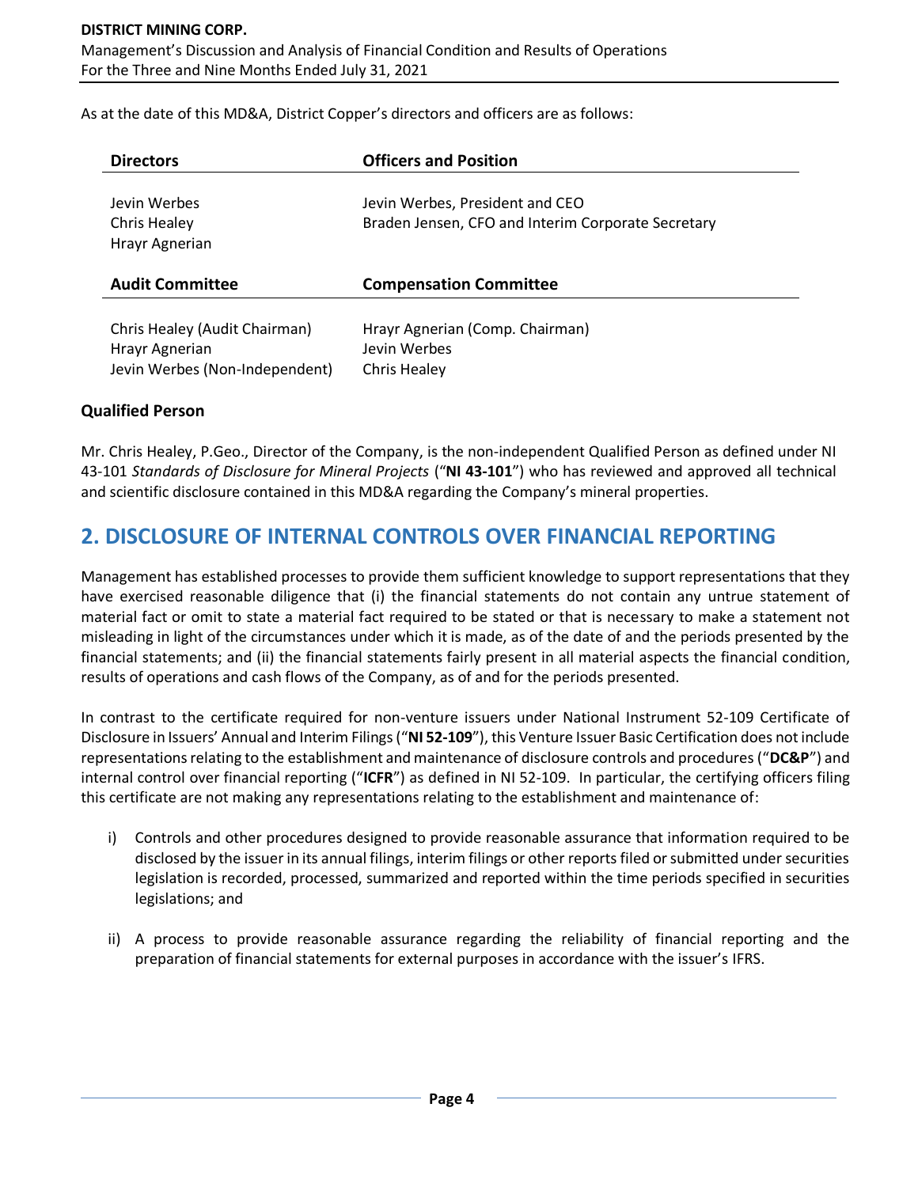As at the date of this MD&A, District Copper's directors and officers are as follows:

| Directors | Officers and Position |
|---|---|
| Jevin Werbes | Jevin Werbes, President and CEO |
| Chris Healey | Braden Jensen, CFO and Interim Corporate Secretary |
| Hrayr Agnerian | |

| Audit Committee | Compensation Committee |
|---|---|
| Chris Healey (Audit Chairman) | Hrayr Agnerian (Comp. Chairman) |
| Hrayr Agnerian | Jevin Werbes |
| Jevin Werbes (Non-Independent) | Chris Healey |

### Qualified Person

Mr. Chris Healey, P.Geo., Director of the Company, is the non-independent Qualified Person as defined under NI 43-101 *Standards of Disclosure for Mineral Projects* ("**NI 43-101**") who has reviewed and approved all technical and scientific disclosure contained in this MD&A regarding the Company's mineral properties.

## 2. DISCLOSURE OF INTERNAL CONTROLS OVER FINANCIAL REPORTING

Management has established processes to provide them sufficient knowledge to support representations that they have exercised reasonable diligence that (i) the financial statements do not contain any untrue statement of material fact or omit to state a material fact required to be stated or that is necessary to make a statement not misleading in light of the circumstances under which it is made, as of the date of and the periods presented by the financial statements; and (ii) the financial statements fairly present in all material aspects the financial condition, results of operations and cash flows of the Company, as of and for the periods presented.

In contrast to the certificate required for non-venture issuers under National Instrument 52-109 Certificate of Disclosure in Issuers' Annual and Interim Filings ("**NI 52-109**"), this Venture Issuer Basic Certification does not include representations relating to the establishment and maintenance of disclosure controls and procedures ("**DC&P**") and internal control over financial reporting ("**ICFR**") as defined in NI 52-109. In particular, the certifying officers filing this certificate are not making any representations relating to the establishment and maintenance of:

i) Controls and other procedures designed to provide reasonable assurance that information required to be disclosed by the issuer in its annual filings, interim filings or other reports filed or submitted under securities legislation is recorded, processed, summarized and reported within the time periods specified in securities legislations; and

ii) A process to provide reasonable assurance regarding the reliability of financial reporting and the preparation of financial statements for external purposes in accordance with the issuer's IFRS.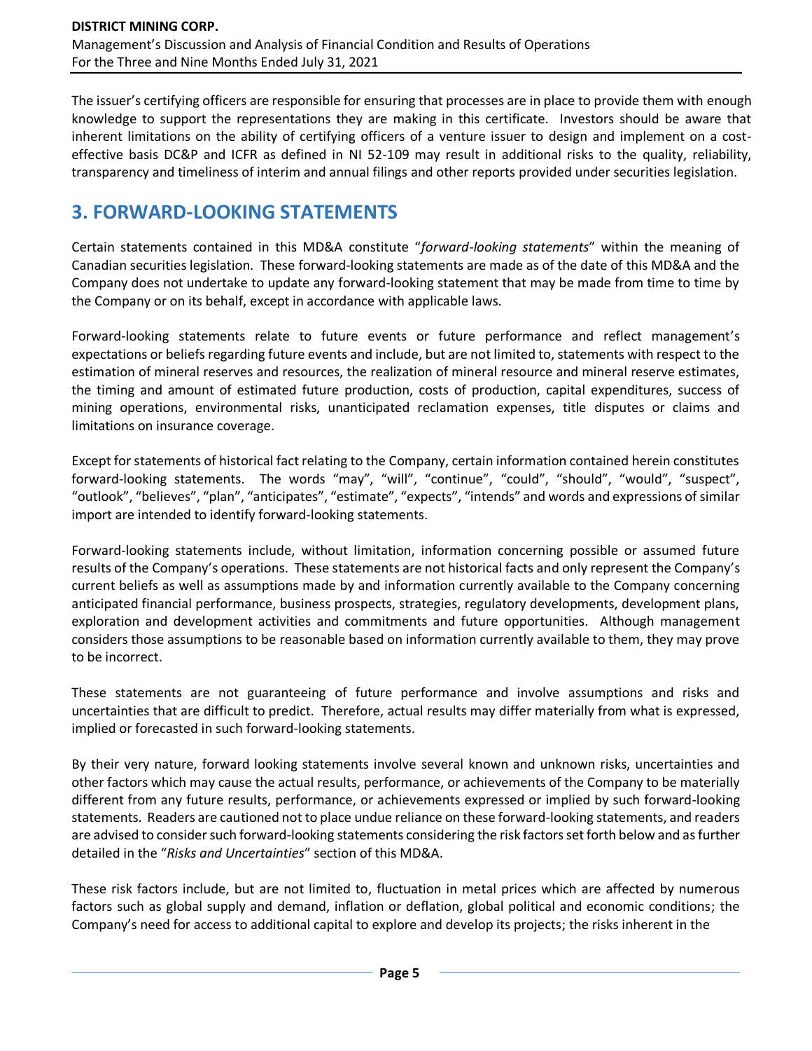The issuer's certifying officers are responsible for ensuring that processes are in place to provide them with enough knowledge to support the representations they are making in this certificate. Investors should be aware that inherent limitations on the ability of certifying officers of a venture issuer to design and implement on a cost-effective basis DC&P and ICFR as defined in NI 52-109 may result in additional risks to the quality, reliability, transparency and timeliness of interim and annual filings and other reports provided under securities legislation.

## 3. FORWARD-LOOKING STATEMENTS

Certain statements contained in this MD&A constitute "*forward-looking statements*" within the meaning of Canadian securities legislation. These forward-looking statements are made as of the date of this MD&A and the Company does not undertake to update any forward-looking statement that may be made from time to time by the Company or on its behalf, except in accordance with applicable laws.

Forward-looking statements relate to future events or future performance and reflect management's expectations or beliefs regarding future events and include, but are not limited to, statements with respect to the estimation of mineral reserves and resources, the realization of mineral resource and mineral reserve estimates, the timing and amount of estimated future production, costs of production, capital expenditures, success of mining operations, environmental risks, unanticipated reclamation expenses, title disputes or claims and limitations on insurance coverage.

Except for statements of historical fact relating to the Company, certain information contained herein constitutes forward-looking statements. The words "may", "will", "continue", "could", "should", "would", "suspect", "outlook", "believes", "plan", "anticipates", "estimate", "expects", "intends" and words and expressions of similar import are intended to identify forward-looking statements.

Forward-looking statements include, without limitation, information concerning possible or assumed future results of the Company's operations. These statements are not historical facts and only represent the Company's current beliefs as well as assumptions made by and information currently available to the Company concerning anticipated financial performance, business prospects, strategies, regulatory developments, development plans, exploration and development activities and commitments and future opportunities. Although management considers those assumptions to be reasonable based on information currently available to them, they may prove to be incorrect.

These statements are not guaranteeing of future performance and involve assumptions and risks and uncertainties that are difficult to predict. Therefore, actual results may differ materially from what is expressed, implied or forecasted in such forward-looking statements.

By their very nature, forward looking statements involve several known and unknown risks, uncertainties and other factors which may cause the actual results, performance, or achievements of the Company to be materially different from any future results, performance, or achievements expressed or implied by such forward-looking statements. Readers are cautioned not to place undue reliance on these forward-looking statements, and readers are advised to consider such forward-looking statements considering the risk factors set forth below and as further detailed in the "*Risks and Uncertainties*" section of this MD&A.

These risk factors include, but are not limited to, fluctuation in metal prices which are affected by numerous factors such as global supply and demand, inflation or deflation, global political and economic conditions; the Company's need for access to additional capital to explore and develop its projects; the risks inherent in the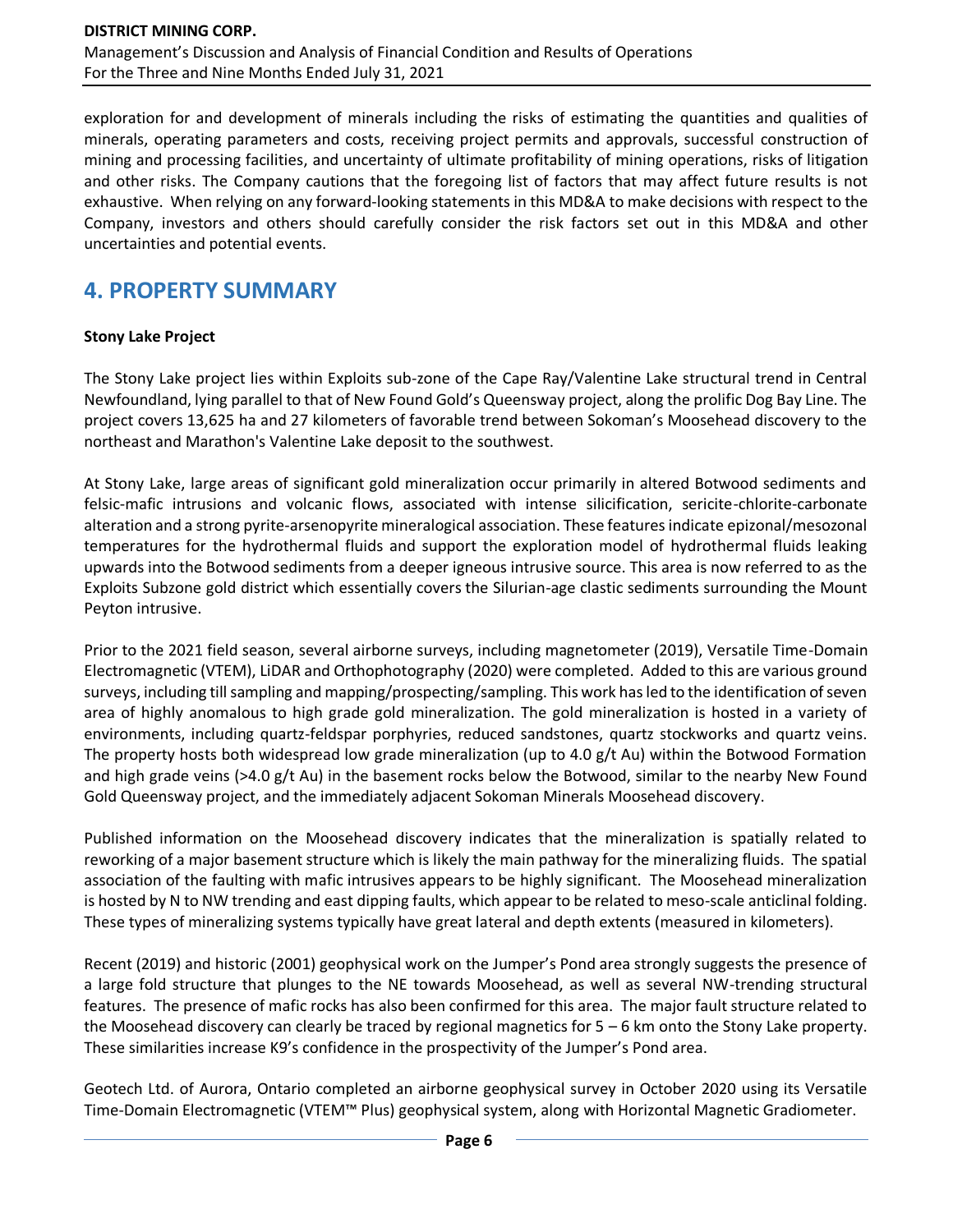exploration for and development of minerals including the risks of estimating the quantities and qualities of minerals, operating parameters and costs, receiving project permits and approvals, successful construction of mining and processing facilities, and uncertainty of ultimate profitability of mining operations, risks of litigation and other risks. The Company cautions that the foregoing list of factors that may affect future results is not exhaustive. When relying on any forward-looking statements in this MD&A to make decisions with respect to the Company, investors and others should carefully consider the risk factors set out in this MD&A and other uncertainties and potential events.

## 4. PROPERTY SUMMARY

**Stony Lake Project**

The Stony Lake project lies within Exploits sub-zone of the Cape Ray/Valentine Lake structural trend in Central Newfoundland, lying parallel to that of New Found Gold's Queensway project, along the prolific Dog Bay Line. The project covers 13,625 ha and 27 kilometers of favorable trend between Sokoman's Moosehead discovery to the northeast and Marathon's Valentine Lake deposit to the southwest.

At Stony Lake, large areas of significant gold mineralization occur primarily in altered Botwood sediments and felsic-mafic intrusions and volcanic flows, associated with intense silicification, sericite-chlorite-carbonate alteration and a strong pyrite-arsenopyrite mineralogical association. These features indicate epizonal/mesozonal temperatures for the hydrothermal fluids and support the exploration model of hydrothermal fluids leaking upwards into the Botwood sediments from a deeper igneous intrusive source. This area is now referred to as the Exploits Subzone gold district which essentially covers the Silurian-age clastic sediments surrounding the Mount Peyton intrusive.

Prior to the 2021 field season, several airborne surveys, including magnetometer (2019), Versatile Time-Domain Electromagnetic (VTEM), LiDAR and Orthophotography (2020) were completed. Added to this are various ground surveys, including till sampling and mapping/prospecting/sampling. This work has led to the identification of seven area of highly anomalous to high grade gold mineralization. The gold mineralization is hosted in a variety of environments, including quartz-feldspar porphyries, reduced sandstones, quartz stockworks and quartz veins. The property hosts both widespread low grade mineralization (up to 4.0 g/t Au) within the Botwood Formation and high grade veins (>4.0 g/t Au) in the basement rocks below the Botwood, similar to the nearby New Found Gold Queensway project, and the immediately adjacent Sokoman Minerals Moosehead discovery.

Published information on the Moosehead discovery indicates that the mineralization is spatially related to reworking of a major basement structure which is likely the main pathway for the mineralizing fluids. The spatial association of the faulting with mafic intrusives appears to be highly significant. The Moosehead mineralization is hosted by N to NW trending and east dipping faults, which appear to be related to meso-scale anticlinal folding. These types of mineralizing systems typically have great lateral and depth extents (measured in kilometers).

Recent (2019) and historic (2001) geophysical work on the Jumper's Pond area strongly suggests the presence of a large fold structure that plunges to the NE towards Moosehead, as well as several NW-trending structural features. The presence of mafic rocks has also been confirmed for this area. The major fault structure related to the Moosehead discovery can clearly be traced by regional magnetics for 5 – 6 km onto the Stony Lake property. These similarities increase K9's confidence in the prospectivity of the Jumper's Pond area.

Geotech Ltd. of Aurora, Ontario completed an airborne geophysical survey in October 2020 using its Versatile Time-Domain Electromagnetic (VTEM™ Plus) geophysical system, along with Horizontal Magnetic Gradiometer.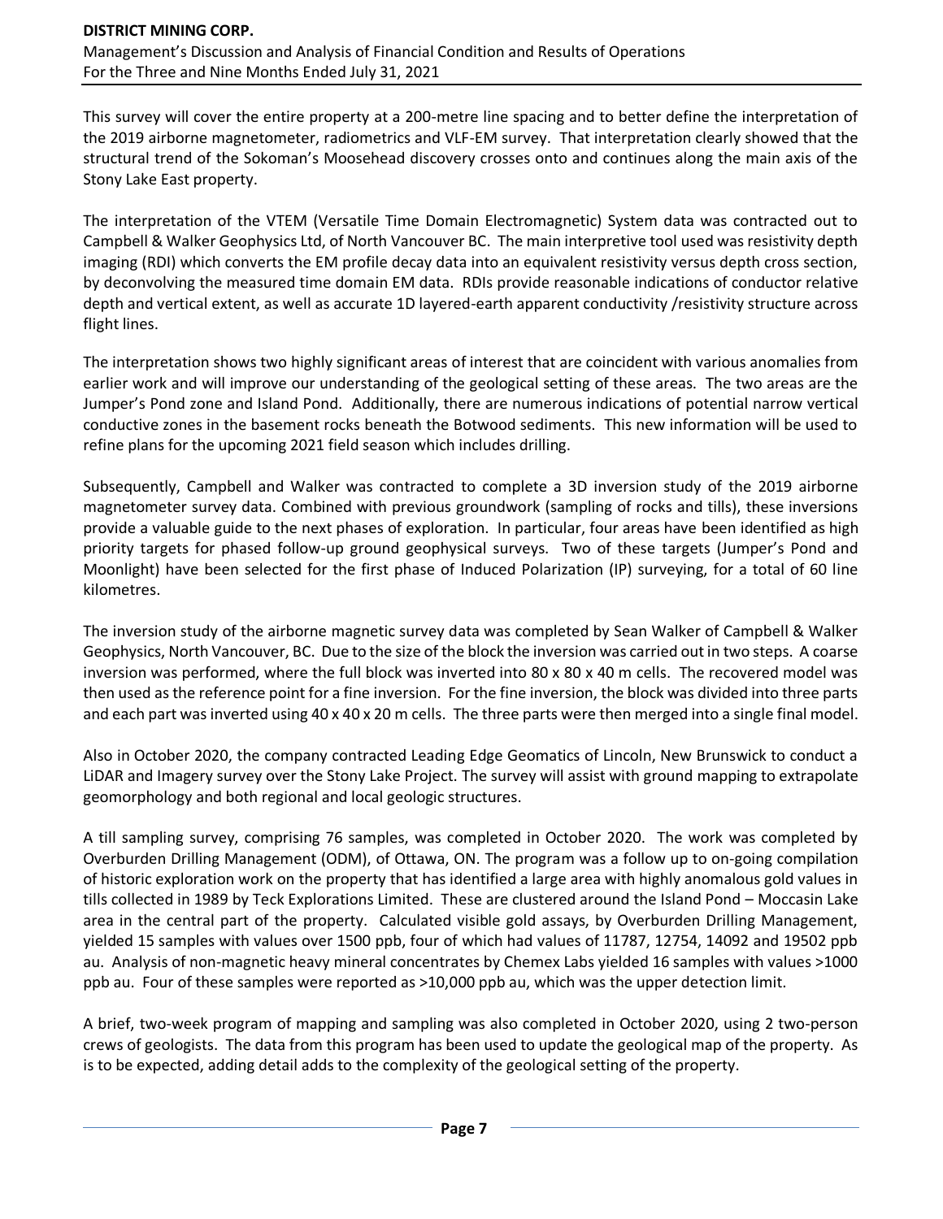This survey will cover the entire property at a 200-metre line spacing and to better define the interpretation of the 2019 airborne magnetometer, radiometrics and VLF-EM survey. That interpretation clearly showed that the structural trend of the Sokoman's Moosehead discovery crosses onto and continues along the main axis of the Stony Lake East property.

The interpretation of the VTEM (Versatile Time Domain Electromagnetic) System data was contracted out to Campbell & Walker Geophysics Ltd, of North Vancouver BC. The main interpretive tool used was resistivity depth imaging (RDI) which converts the EM profile decay data into an equivalent resistivity versus depth cross section, by deconvolving the measured time domain EM data. RDIs provide reasonable indications of conductor relative depth and vertical extent, as well as accurate 1D layered-earth apparent conductivity /resistivity structure across flight lines.

The interpretation shows two highly significant areas of interest that are coincident with various anomalies from earlier work and will improve our understanding of the geological setting of these areas. The two areas are the Jumper's Pond zone and Island Pond. Additionally, there are numerous indications of potential narrow vertical conductive zones in the basement rocks beneath the Botwood sediments. This new information will be used to refine plans for the upcoming 2021 field season which includes drilling.

Subsequently, Campbell and Walker was contracted to complete a 3D inversion study of the 2019 airborne magnetometer survey data. Combined with previous groundwork (sampling of rocks and tills), these inversions provide a valuable guide to the next phases of exploration. In particular, four areas have been identified as high priority targets for phased follow-up ground geophysical surveys. Two of these targets (Jumper's Pond and Moonlight) have been selected for the first phase of Induced Polarization (IP) surveying, for a total of 60 line kilometres.

The inversion study of the airborne magnetic survey data was completed by Sean Walker of Campbell & Walker Geophysics, North Vancouver, BC. Due to the size of the block the inversion was carried out in two steps. A coarse inversion was performed, where the full block was inverted into 80 x 80 x 40 m cells. The recovered model was then used as the reference point for a fine inversion. For the fine inversion, the block was divided into three parts and each part was inverted using 40 x 40 x 20 m cells. The three parts were then merged into a single final model.

Also in October 2020, the company contracted Leading Edge Geomatics of Lincoln, New Brunswick to conduct a LiDAR and Imagery survey over the Stony Lake Project. The survey will assist with ground mapping to extrapolate geomorphology and both regional and local geologic structures.

A till sampling survey, comprising 76 samples, was completed in October 2020. The work was completed by Overburden Drilling Management (ODM), of Ottawa, ON. The program was a follow up to on-going compilation of historic exploration work on the property that has identified a large area with highly anomalous gold values in tills collected in 1989 by Teck Explorations Limited. These are clustered around the Island Pond – Moccasin Lake area in the central part of the property. Calculated visible gold assays, by Overburden Drilling Management, yielded 15 samples with values over 1500 ppb, four of which had values of 11787, 12754, 14092 and 19502 ppb au. Analysis of non-magnetic heavy mineral concentrates by Chemex Labs yielded 16 samples with values >1000 ppb au. Four of these samples were reported as >10,000 ppb au, which was the upper detection limit.

A brief, two-week program of mapping and sampling was also completed in October 2020, using 2 two-person crews of geologists. The data from this program has been used to update the geological map of the property. As is to be expected, adding detail adds to the complexity of the geological setting of the property.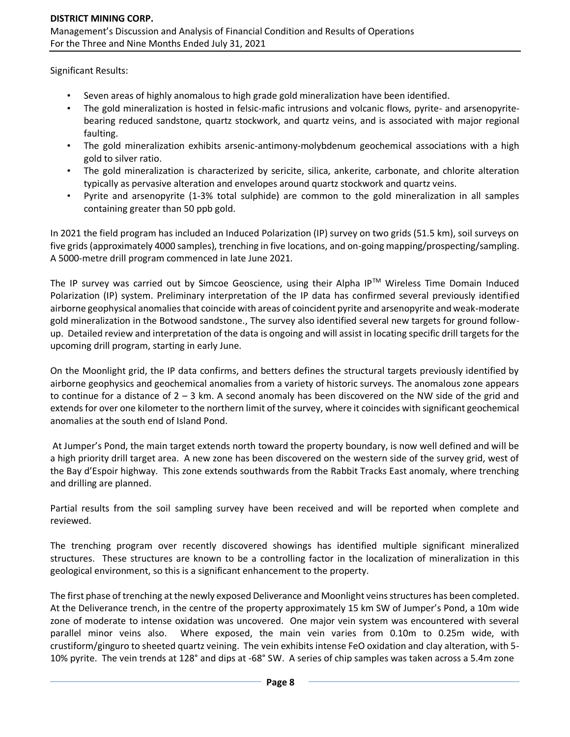Significant Results:

- Seven areas of highly anomalous to high grade gold mineralization have been identified.
- The gold mineralization is hosted in felsic-mafic intrusions and volcanic flows, pyrite- and arsenopyrite-bearing reduced sandstone, quartz stockwork, and quartz veins, and is associated with major regional faulting.
- The gold mineralization exhibits arsenic-antimony-molybdenum geochemical associations with a high gold to silver ratio.
- The gold mineralization is characterized by sericite, silica, ankerite, carbonate, and chlorite alteration typically as pervasive alteration and envelopes around quartz stockwork and quartz veins.
- Pyrite and arsenopyrite (1-3% total sulphide) are common to the gold mineralization in all samples containing greater than 50 ppb gold.

In 2021 the field program has included an Induced Polarization (IP) survey on two grids (51.5 km), soil surveys on five grids (approximately 4000 samples), trenching in five locations, and on-going mapping/prospecting/sampling. A 5000-metre drill program commenced in late June 2021.

The IP survey was carried out by Simcoe Geoscience, using their Alpha IP™ Wireless Time Domain Induced Polarization (IP) system. Preliminary interpretation of the IP data has confirmed several previously identified airborne geophysical anomalies that coincide with areas of coincident pyrite and arsenopyrite and weak-moderate gold mineralization in the Botwood sandstone., The survey also identified several new targets for ground follow-up. Detailed review and interpretation of the data is ongoing and will assist in locating specific drill targets for the upcoming drill program, starting in early June.

On the Moonlight grid, the IP data confirms, and betters defines the structural targets previously identified by airborne geophysics and geochemical anomalies from a variety of historic surveys. The anomalous zone appears to continue for a distance of 2 – 3 km. A second anomaly has been discovered on the NW side of the grid and extends for over one kilometer to the northern limit of the survey, where it coincides with significant geochemical anomalies at the south end of Island Pond.

At Jumper's Pond, the main target extends north toward the property boundary, is now well defined and will be a high priority drill target area. A new zone has been discovered on the western side of the survey grid, west of the Bay d'Espoir highway. This zone extends southwards from the Rabbit Tracks East anomaly, where trenching and drilling are planned.

Partial results from the soil sampling survey have been received and will be reported when complete and reviewed.

The trenching program over recently discovered showings has identified multiple significant mineralized structures. These structures are known to be a controlling factor in the localization of mineralization in this geological environment, so this is a significant enhancement to the property.

The first phase of trenching at the newly exposed Deliverance and Moonlight veins structures has been completed. At the Deliverance trench, in the centre of the property approximately 15 km SW of Jumper's Pond, a 10m wide zone of moderate to intense oxidation was uncovered. One major vein system was encountered with several parallel minor veins also. Where exposed, the main vein varies from 0.10m to 0.25m wide, with crustiform/ginguro to sheeted quartz veining. The vein exhibits intense FeO oxidation and clay alteration, with 5-10% pyrite. The vein trends at 128° and dips at -68° SW. A series of chip samples was taken across a 5.4m zone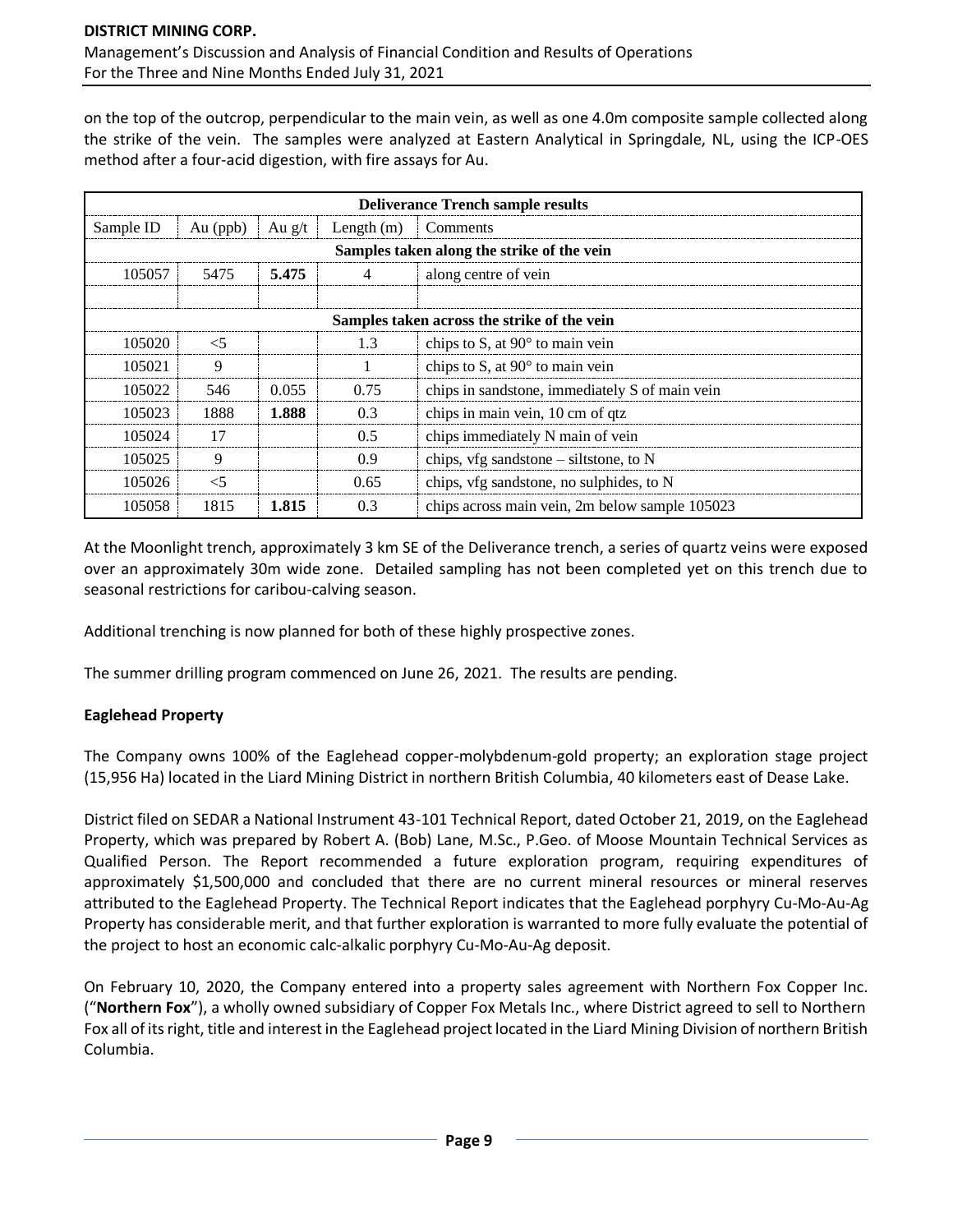on the top of the outcrop, perpendicular to the main vein, as well as one 4.0m composite sample collected along the strike of the vein. The samples were analyzed at Eastern Analytical in Springdale, NL, using the ICP-OES method after a four-acid digestion, with fire assays for Au.

| Deliverance Trench sample results | | | | |
|---|---|---|---|---|
| Sample ID | Au (ppb) | Au g/t | Length (m) | Comments |
| **Samples taken along the strike of the vein** | | | | |
| 105057 | 5475 | **5.475** | 4 | along centre of vein |
| | | | | |
| **Samples taken across the strike of the vein** | | | | |
| 105020 | <5 | | 1.3 | chips to S, at 90° to main vein |
| 105021 | 9 | | 1 | chips to S, at 90° to main vein |
| 105022 | 546 | 0.055 | 0.75 | chips in sandstone, immediately S of main vein |
| 105023 | 1888 | **1.888** | 0.3 | chips in main vein, 10 cm of qtz |
| 105024 | 17 | | 0.5 | chips immediately N main of vein |
| 105025 | 9 | | 0.9 | chips, vfg sandstone – siltstone, to N |
| 105026 | <5 | | 0.65 | chips, vfg sandstone, no sulphides, to N |
| 105058 | 1815 | **1.815** | 0.3 | chips across main vein, 2m below sample 105023 |

At the Moonlight trench, approximately 3 km SE of the Deliverance trench, a series of quartz veins were exposed over an approximately 30m wide zone. Detailed sampling has not been completed yet on this trench due to seasonal restrictions for caribou-calving season.

Additional trenching is now planned for both of these highly prospective zones.

The summer drilling program commenced on June 26, 2021. The results are pending.

**Eaglehead Property**

The Company owns 100% of the Eaglehead copper-molybdenum-gold property; an exploration stage project (15,956 Ha) located in the Liard Mining District in northern British Columbia, 40 kilometers east of Dease Lake.

District filed on SEDAR a National Instrument 43-101 Technical Report, dated October 21, 2019, on the Eaglehead Property, which was prepared by Robert A. (Bob) Lane, M.Sc., P.Geo. of Moose Mountain Technical Services as Qualified Person. The Report recommended a future exploration program, requiring expenditures of approximately $1,500,000 and concluded that there are no current mineral resources or mineral reserves attributed to the Eaglehead Property. The Technical Report indicates that the Eaglehead porphyry Cu-Mo-Au-Ag Property has considerable merit, and that further exploration is warranted to more fully evaluate the potential of the project to host an economic calc-alkalic porphyry Cu-Mo-Au-Ag deposit.

On February 10, 2020, the Company entered into a property sales agreement with Northern Fox Copper Inc. ("**Northern Fox**"), a wholly owned subsidiary of Copper Fox Metals Inc., where District agreed to sell to Northern Fox all of its right, title and interest in the Eaglehead project located in the Liard Mining Division of northern British Columbia.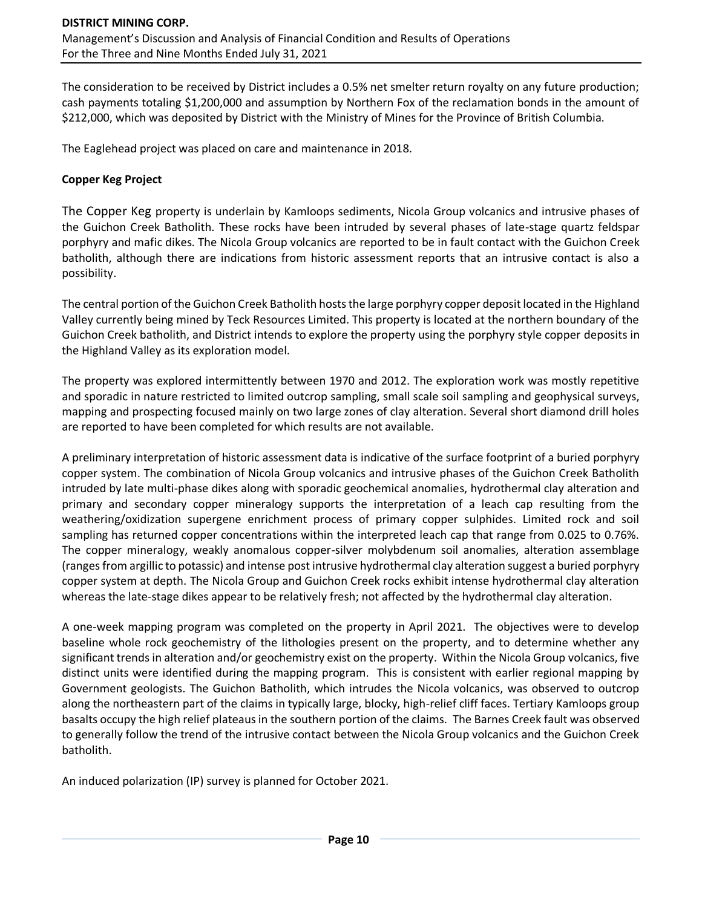The consideration to be received by District includes a 0.5% net smelter return royalty on any future production; cash payments totaling $1,200,000 and assumption by Northern Fox of the reclamation bonds in the amount of $212,000, which was deposited by District with the Ministry of Mines for the Province of British Columbia.

The Eaglehead project was placed on care and maintenance in 2018.

**Copper Keg Project**

The Copper Keg property is underlain by Kamloops sediments, Nicola Group volcanics and intrusive phases of the Guichon Creek Batholith. These rocks have been intruded by several phases of late-stage quartz feldspar porphyry and mafic dikes. The Nicola Group volcanics are reported to be in fault contact with the Guichon Creek batholith, although there are indications from historic assessment reports that an intrusive contact is also a possibility.

The central portion of the Guichon Creek Batholith hosts the large porphyry copper deposit located in the Highland Valley currently being mined by Teck Resources Limited. This property is located at the northern boundary of the Guichon Creek batholith, and District intends to explore the property using the porphyry style copper deposits in the Highland Valley as its exploration model.

The property was explored intermittently between 1970 and 2012. The exploration work was mostly repetitive and sporadic in nature restricted to limited outcrop sampling, small scale soil sampling and geophysical surveys, mapping and prospecting focused mainly on two large zones of clay alteration. Several short diamond drill holes are reported to have been completed for which results are not available.

A preliminary interpretation of historic assessment data is indicative of the surface footprint of a buried porphyry copper system. The combination of Nicola Group volcanics and intrusive phases of the Guichon Creek Batholith intruded by late multi-phase dikes along with sporadic geochemical anomalies, hydrothermal clay alteration and primary and secondary copper mineralogy supports the interpretation of a leach cap resulting from the weathering/oxidization supergene enrichment process of primary copper sulphides. Limited rock and soil sampling has returned copper concentrations within the interpreted leach cap that range from 0.025 to 0.76%. The copper mineralogy, weakly anomalous copper-silver molybdenum soil anomalies, alteration assemblage (ranges from argillic to potassic) and intense post intrusive hydrothermal clay alteration suggest a buried porphyry copper system at depth. The Nicola Group and Guichon Creek rocks exhibit intense hydrothermal clay alteration whereas the late-stage dikes appear to be relatively fresh; not affected by the hydrothermal clay alteration.

A one-week mapping program was completed on the property in April 2021. The objectives were to develop baseline whole rock geochemistry of the lithologies present on the property, and to determine whether any significant trends in alteration and/or geochemistry exist on the property. Within the Nicola Group volcanics, five distinct units were identified during the mapping program. This is consistent with earlier regional mapping by Government geologists. The Guichon Batholith, which intrudes the Nicola volcanics, was observed to outcrop along the northeastern part of the claims in typically large, blocky, high-relief cliff faces. Tertiary Kamloops group basalts occupy the high relief plateaus in the southern portion of the claims. The Barnes Creek fault was observed to generally follow the trend of the intrusive contact between the Nicola Group volcanics and the Guichon Creek batholith.

An induced polarization (IP) survey is planned for October 2021.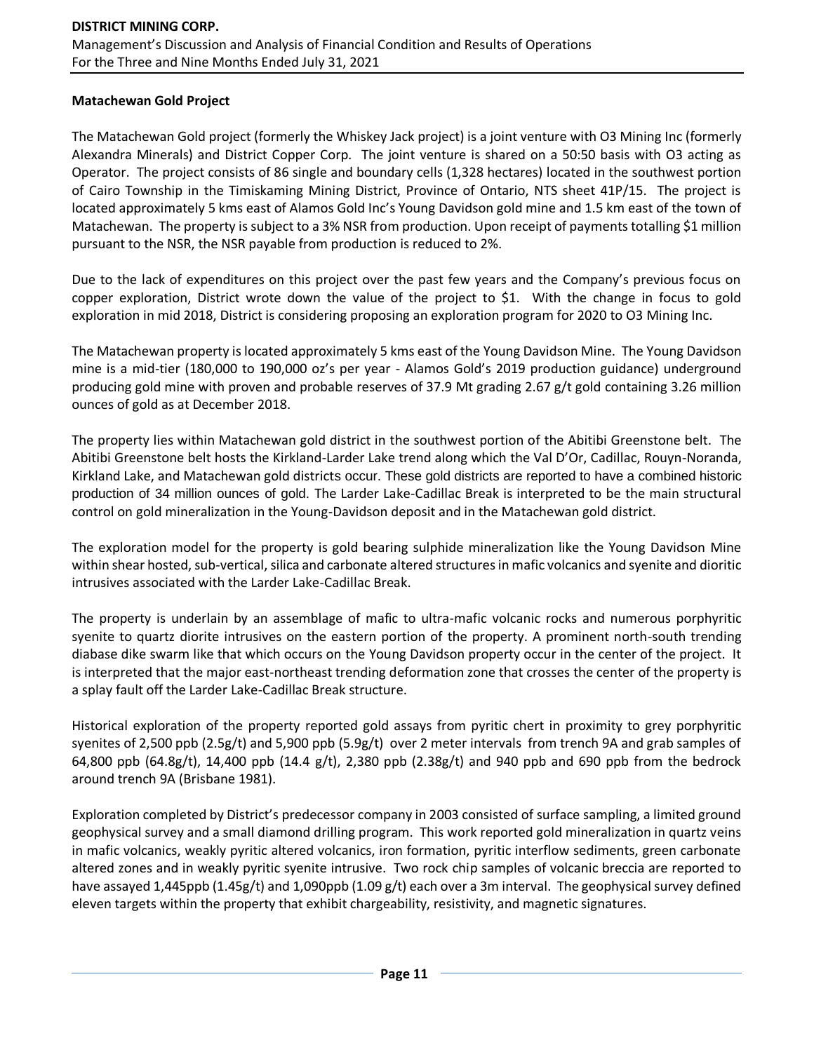## Matachewan Gold Project

The Matachewan Gold project (formerly the Whiskey Jack project) is a joint venture with O3 Mining Inc (formerly Alexandra Minerals) and District Copper Corp. The joint venture is shared on a 50:50 basis with O3 acting as Operator. The project consists of 86 single and boundary cells (1,328 hectares) located in the southwest portion of Cairo Township in the Timiskaming Mining District, Province of Ontario, NTS sheet 41P/15. The project is located approximately 5 kms east of Alamos Gold Inc's Young Davidson gold mine and 1.5 km east of the town of Matachewan. The property is subject to a 3% NSR from production. Upon receipt of payments totalling $1 million pursuant to the NSR, the NSR payable from production is reduced to 2%.

Due to the lack of expenditures on this project over the past few years and the Company's previous focus on copper exploration, District wrote down the value of the project to $1. With the change in focus to gold exploration in mid 2018, District is considering proposing an exploration program for 2020 to O3 Mining Inc.

The Matachewan property is located approximately 5 kms east of the Young Davidson Mine. The Young Davidson mine is a mid-tier (180,000 to 190,000 oz's per year - Alamos Gold's 2019 production guidance) underground producing gold mine with proven and probable reserves of 37.9 Mt grading 2.67 g/t gold containing 3.26 million ounces of gold as at December 2018.

The property lies within Matachewan gold district in the southwest portion of the Abitibi Greenstone belt. The Abitibi Greenstone belt hosts the Kirkland-Larder Lake trend along which the Val D'Or, Cadillac, Rouyn-Noranda, Kirkland Lake, and Matachewan gold districts occur. These gold districts are reported to have a combined historic production of 34 million ounces of gold. The Larder Lake-Cadillac Break is interpreted to be the main structural control on gold mineralization in the Young-Davidson deposit and in the Matachewan gold district.

The exploration model for the property is gold bearing sulphide mineralization like the Young Davidson Mine within shear hosted, sub-vertical, silica and carbonate altered structures in mafic volcanics and syenite and dioritic intrusives associated with the Larder Lake-Cadillac Break.

The property is underlain by an assemblage of mafic to ultra-mafic volcanic rocks and numerous porphyritic syenite to quartz diorite intrusives on the eastern portion of the property. A prominent north-south trending diabase dike swarm like that which occurs on the Young Davidson property occur in the center of the project. It is interpreted that the major east-northeast trending deformation zone that crosses the center of the property is a splay fault off the Larder Lake-Cadillac Break structure.

Historical exploration of the property reported gold assays from pyritic chert in proximity to grey porphyritic syenites of 2,500 ppb (2.5g/t) and 5,900 ppb (5.9g/t) over 2 meter intervals from trench 9A and grab samples of 64,800 ppb (64.8g/t), 14,400 ppb (14.4 g/t), 2,380 ppb (2.38g/t) and 940 ppb and 690 ppb from the bedrock around trench 9A (Brisbane 1981).

Exploration completed by District's predecessor company in 2003 consisted of surface sampling, a limited ground geophysical survey and a small diamond drilling program. This work reported gold mineralization in quartz veins in mafic volcanics, weakly pyritic altered volcanics, iron formation, pyritic interflow sediments, green carbonate altered zones and in weakly pyritic syenite intrusive. Two rock chip samples of volcanic breccia are reported to have assayed 1,445ppb (1.45g/t) and 1,090ppb (1.09 g/t) each over a 3m interval. The geophysical survey defined eleven targets within the property that exhibit chargeability, resistivity, and magnetic signatures.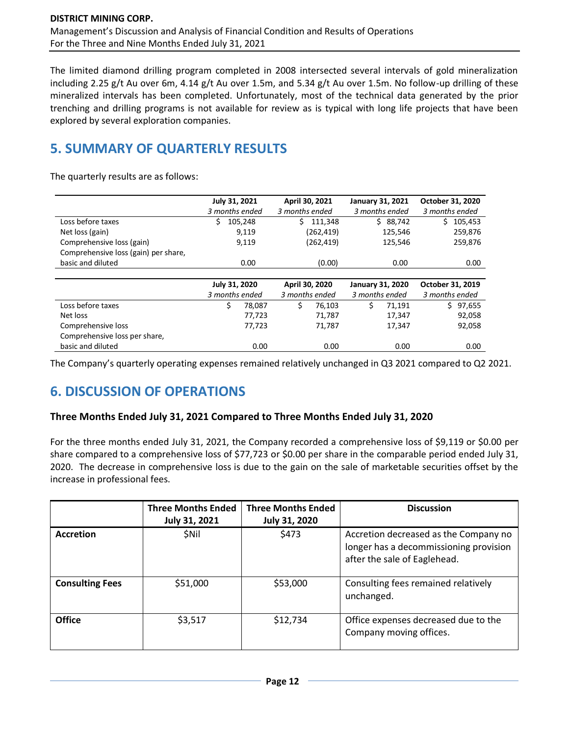The limited diamond drilling program completed in 2008 intersected several intervals of gold mineralization including 2.25 g/t Au over 6m, 4.14 g/t Au over 1.5m, and 5.34 g/t Au over 1.5m. No follow-up drilling of these mineralized intervals has been completed. Unfortunately, most of the technical data generated by the prior trenching and drilling programs is not available for review as is typical with long life projects that have been explored by several exploration companies.

## 5. SUMMARY OF QUARTERLY RESULTS

The quarterly results are as follows:

| | July 31, 2021<br>*3 months ended* | April 30, 2021<br>*3 months ended* | January 31, 2021<br>*3 months ended* | October 31, 2020<br>*3 months ended* |
|---|---|---|---|---|
| Loss before taxes | $ 105,248 | $ 111,348 | $ 88,742 | $ 105,453 |
| Net loss (gain) | 9,119 | (262,419) | 125,546 | 259,876 |
| Comprehensive loss (gain) | 9,119 | (262,419) | 125,546 | 259,876 |
| Comprehensive loss (gain) per share, basic and diluted | 0.00 | (0.00) | 0.00 | 0.00 |

| | July 31, 2020<br>*3 months ended* | April 30, 2020<br>*3 months ended* | January 31, 2020<br>*3 months ended* | October 31, 2019<br>*3 months ended* |
|---|---|---|---|---|
| Loss before taxes | $ 78,087 | $ 76,103 | $ 71,191 | $ 97,655 |
| Net loss | 77,723 | 71,787 | 17,347 | 92,058 |
| Comprehensive loss | 77,723 | 71,787 | 17,347 | 92,058 |
| Comprehensive loss per share, basic and diluted | 0.00 | 0.00 | 0.00 | 0.00 |

The Company's quarterly operating expenses remained relatively unchanged in Q3 2021 compared to Q2 2021.

## 6. DISCUSSION OF OPERATIONS

### Three Months Ended July 31, 2021 Compared to Three Months Ended July 31, 2020

For the three months ended July 31, 2021, the Company recorded a comprehensive loss of $9,119 or $0.00 per share compared to a comprehensive loss of $77,723 or $0.00 per share in the comparable period ended July 31, 2020. The decrease in comprehensive loss is due to the gain on the sale of marketable securities offset by the increase in professional fees.

| | Three Months Ended July 31, 2021 | Three Months Ended July 31, 2020 | Discussion |
|---|---|---|---|
| **Accretion** | $Nil | $473 | Accretion decreased as the Company no longer has a decommissioning provision after the sale of Eaglehead. |
| **Consulting Fees** | $51,000 | $53,000 | Consulting fees remained relatively unchanged. |
| **Office** | $3,517 | $12,734 | Office expenses decreased due to the Company moving offices. |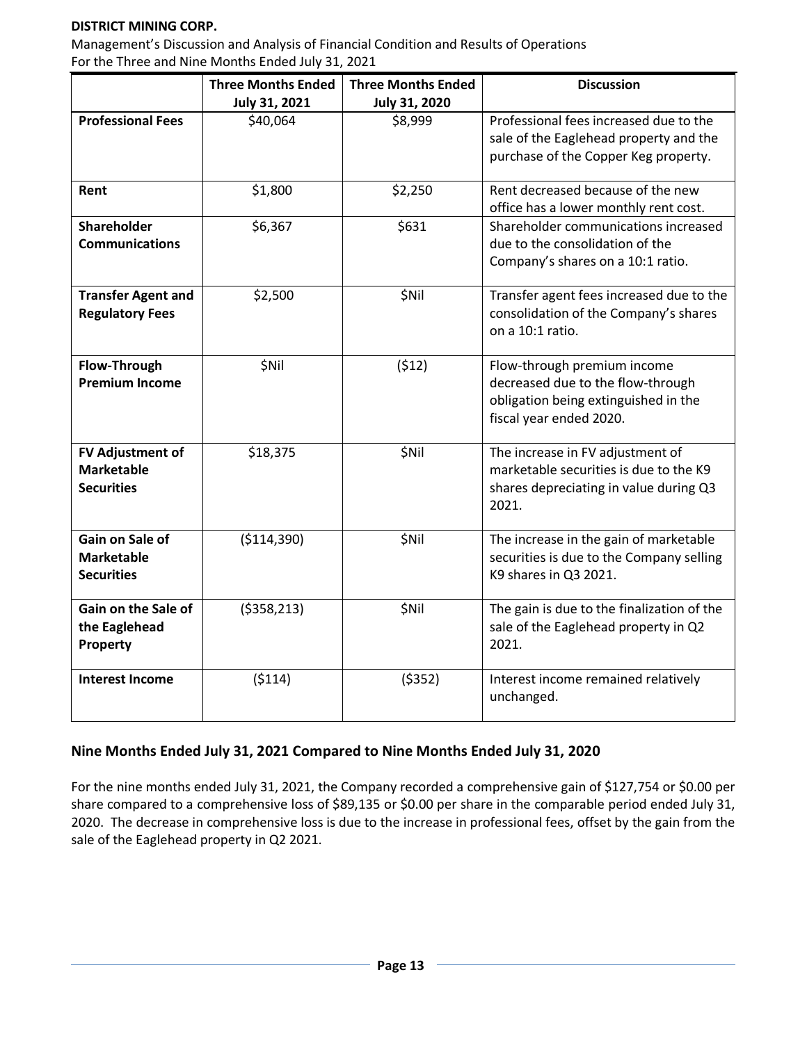| | Three Months Ended July 31, 2021 | Three Months Ended July 31, 2020 | Discussion |
|---|---|---|---|
| **Professional Fees** | $40,064 | $8,999 | Professional fees increased due to the sale of the Eaglehead property and the purchase of the Copper Keg property. |
| **Rent** | $1,800 | $2,250 | Rent decreased because of the new office has a lower monthly rent cost. |
| **Shareholder Communications** | $6,367 | $631 | Shareholder communications increased due to the consolidation of the Company's shares on a 10:1 ratio. |
| **Transfer Agent and Regulatory Fees** | $2,500 | $Nil | Transfer agent fees increased due to the consolidation of the Company's shares on a 10:1 ratio. |
| **Flow-Through Premium Income** | $Nil | ($12) | Flow-through premium income decreased due to the flow-through obligation being extinguished in the fiscal year ended 2020. |
| **FV Adjustment of Marketable Securities** | $18,375 | $Nil | The increase in FV adjustment of marketable securities is due to the K9 shares depreciating in value during Q3 2021. |
| **Gain on Sale of Marketable Securities** | ($114,390) | $Nil | The increase in the gain of marketable securities is due to the Company selling K9 shares in Q3 2021. |
| **Gain on the Sale of the Eaglehead Property** | ($358,213) | $Nil | The gain is due to the finalization of the sale of the Eaglehead property in Q2 2021. |
| **Interest Income** | ($114) | ($352) | Interest income remained relatively unchanged. |

## Nine Months Ended July 31, 2021 Compared to Nine Months Ended July 31, 2020

For the nine months ended July 31, 2021, the Company recorded a comprehensive gain of $127,754 or $0.00 per share compared to a comprehensive loss of $89,135 or $0.00 per share in the comparable period ended July 31, 2020. The decrease in comprehensive loss is due to the increase in professional fees, offset by the gain from the sale of the Eaglehead property in Q2 2021.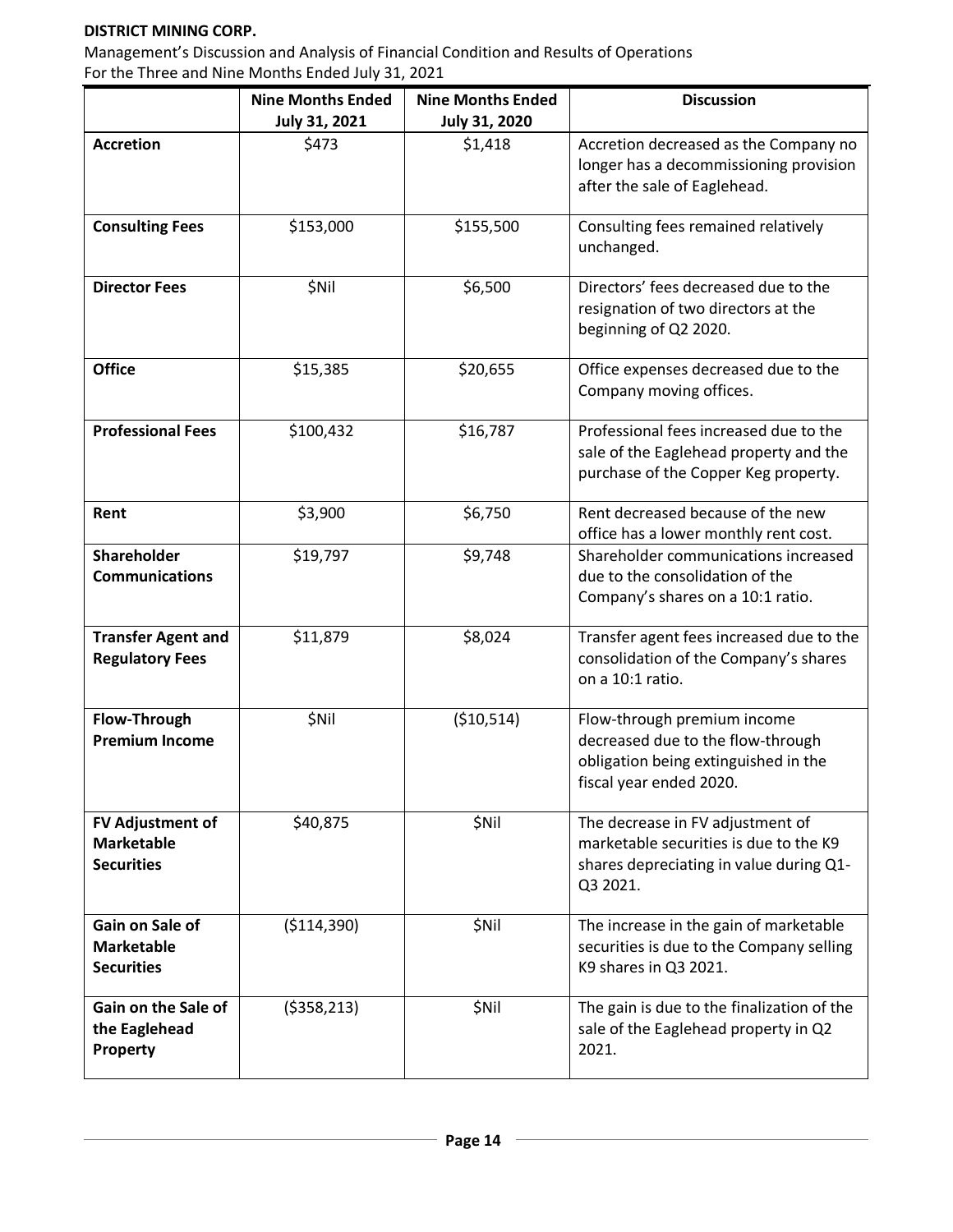|  | Nine Months Ended July 31, 2021 | Nine Months Ended July 31, 2020 | Discussion |
| --- | --- | --- | --- |
| **Accretion** | $473 | $1,418 | Accretion decreased as the Company no longer has a decommissioning provision after the sale of Eaglehead. |
| **Consulting Fees** | $153,000 | $155,500 | Consulting fees remained relatively unchanged. |
| **Director Fees** | $Nil | $6,500 | Directors' fees decreased due to the resignation of two directors at the beginning of Q2 2020. |
| **Office** | $15,385 | $20,655 | Office expenses decreased due to the Company moving offices. |
| **Professional Fees** | $100,432 | $16,787 | Professional fees increased due to the sale of the Eaglehead property and the purchase of the Copper Keg property. |
| **Rent** | $3,900 | $6,750 | Rent decreased because of the new office has a lower monthly rent cost. |
| **Shareholder Communications** | $19,797 | $9,748 | Shareholder communications increased due to the consolidation of the Company's shares on a 10:1 ratio. |
| **Transfer Agent and Regulatory Fees** | $11,879 | $8,024 | Transfer agent fees increased due to the consolidation of the Company's shares on a 10:1 ratio. |
| **Flow-Through Premium Income** | $Nil | ($10,514) | Flow-through premium income decreased due to the flow-through obligation being extinguished in the fiscal year ended 2020. |
| **FV Adjustment of Marketable Securities** | $40,875 | $Nil | The decrease in FV adjustment of marketable securities is due to the K9 shares depreciating in value during Q1-Q3 2021. |
| **Gain on Sale of Marketable Securities** | ($114,390) | $Nil | The increase in the gain of marketable securities is due to the Company selling K9 shares in Q3 2021. |
| **Gain on the Sale of the Eaglehead Property** | ($358,213) | $Nil | The gain is due to the finalization of the sale of the Eaglehead property in Q2 2021. |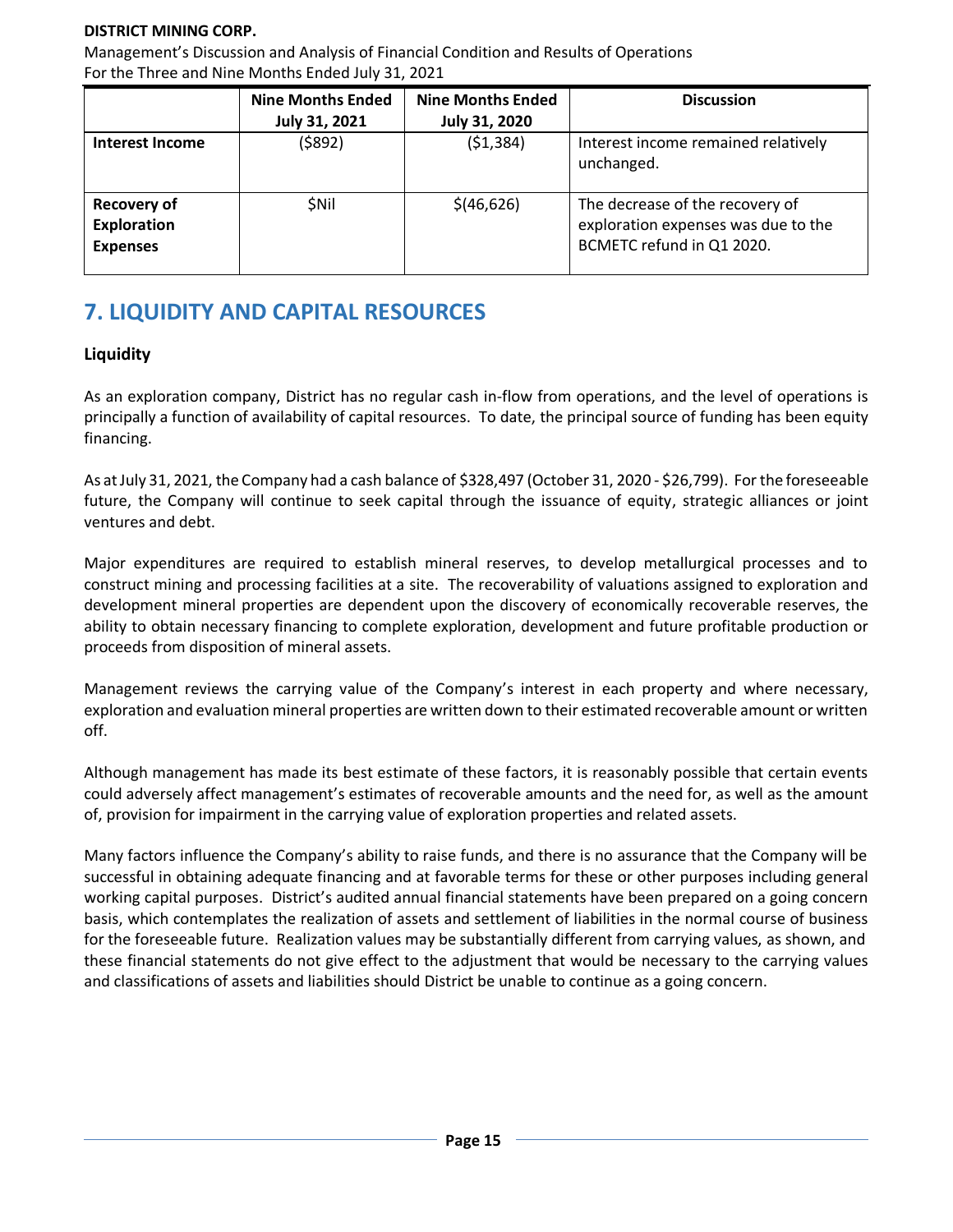| | Nine Months Ended July 31, 2021 | Nine Months Ended July 31, 2020 | Discussion |
|---|---|---|---|
| **Interest Income** | ($892) | ($1,384) | Interest income remained relatively unchanged. |
| **Recovery of Exploration Expenses** | $Nil | $(46,626) | The decrease of the recovery of exploration expenses was due to the BCMETC refund in Q1 2020. |

# 7. LIQUIDITY AND CAPITAL RESOURCES

### Liquidity

As an exploration company, District has no regular cash in-flow from operations, and the level of operations is principally a function of availability of capital resources. To date, the principal source of funding has been equity financing.

As at July 31, 2021, the Company had a cash balance of $328,497 (October 31, 2020 - $26,799). For the foreseeable future, the Company will continue to seek capital through the issuance of equity, strategic alliances or joint ventures and debt.

Major expenditures are required to establish mineral reserves, to develop metallurgical processes and to construct mining and processing facilities at a site. The recoverability of valuations assigned to exploration and development mineral properties are dependent upon the discovery of economically recoverable reserves, the ability to obtain necessary financing to complete exploration, development and future profitable production or proceeds from disposition of mineral assets.

Management reviews the carrying value of the Company's interest in each property and where necessary, exploration and evaluation mineral properties are written down to their estimated recoverable amount or written off.

Although management has made its best estimate of these factors, it is reasonably possible that certain events could adversely affect management's estimates of recoverable amounts and the need for, as well as the amount of, provision for impairment in the carrying value of exploration properties and related assets.

Many factors influence the Company's ability to raise funds, and there is no assurance that the Company will be successful in obtaining adequate financing and at favorable terms for these or other purposes including general working capital purposes. District's audited annual financial statements have been prepared on a going concern basis, which contemplates the realization of assets and settlement of liabilities in the normal course of business for the foreseeable future. Realization values may be substantially different from carrying values, as shown, and these financial statements do not give effect to the adjustment that would be necessary to the carrying values and classifications of assets and liabilities should District be unable to continue as a going concern.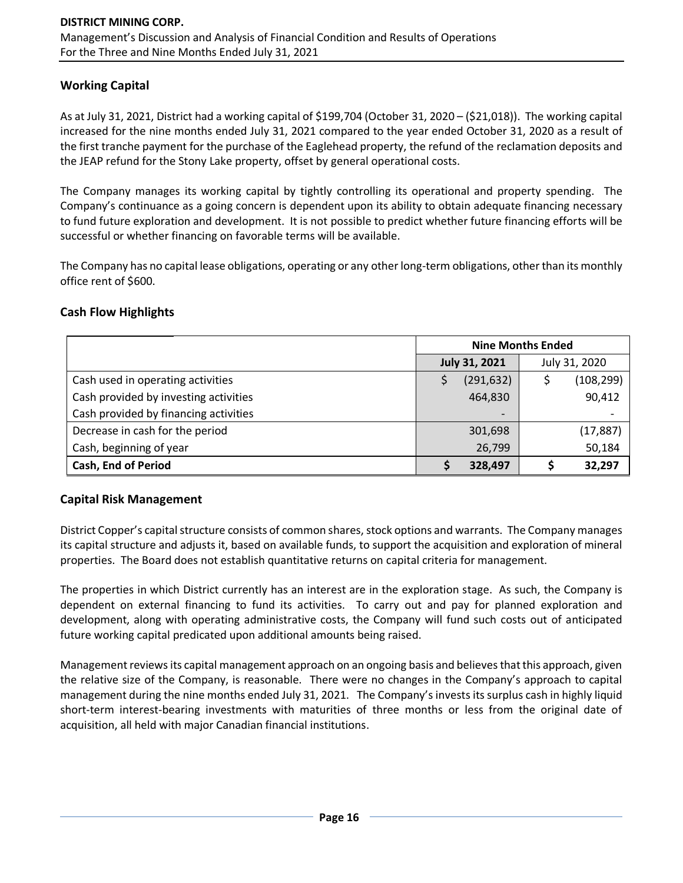## Working Capital

As at July 31, 2021, District had a working capital of $199,704 (October 31, 2020 – ($21,018)). The working capital increased for the nine months ended July 31, 2021 compared to the year ended October 31, 2020 as a result of the first tranche payment for the purchase of the Eaglehead property, the refund of the reclamation deposits and the JEAP refund for the Stony Lake property, offset by general operational costs.

The Company manages its working capital by tightly controlling its operational and property spending. The Company's continuance as a going concern is dependent upon its ability to obtain adequate financing necessary to fund future exploration and development. It is not possible to predict whether future financing efforts will be successful or whether financing on favorable terms will be available.

The Company has no capital lease obligations, operating or any other long-term obligations, other than its monthly office rent of $600.

## Cash Flow Highlights

| | Nine Months Ended | |
|---|---|---|
| | **July 31, 2021** | July 31, 2020 |
| Cash used in operating activities | $ (291,632) | $ (108,299) |
| Cash provided by investing activities | 464,830 | 90,412 |
| Cash provided by financing activities | - | - |
| Decrease in cash for the period | 301,698 | (17,887) |
| Cash, beginning of year | 26,799 | 50,184 |
| **Cash, End of Period** | **$ 328,497** | **$ 32,297** |

## Capital Risk Management

District Copper's capital structure consists of common shares, stock options and warrants. The Company manages its capital structure and adjusts it, based on available funds, to support the acquisition and exploration of mineral properties. The Board does not establish quantitative returns on capital criteria for management.

The properties in which District currently has an interest are in the exploration stage. As such, the Company is dependent on external financing to fund its activities. To carry out and pay for planned exploration and development, along with operating administrative costs, the Company will fund such costs out of anticipated future working capital predicated upon additional amounts being raised.

Management reviews its capital management approach on an ongoing basis and believes that this approach, given the relative size of the Company, is reasonable. There were no changes in the Company's approach to capital management during the nine months ended July 31, 2021. The Company's invests its surplus cash in highly liquid short-term interest-bearing investments with maturities of three months or less from the original date of acquisition, all held with major Canadian financial institutions.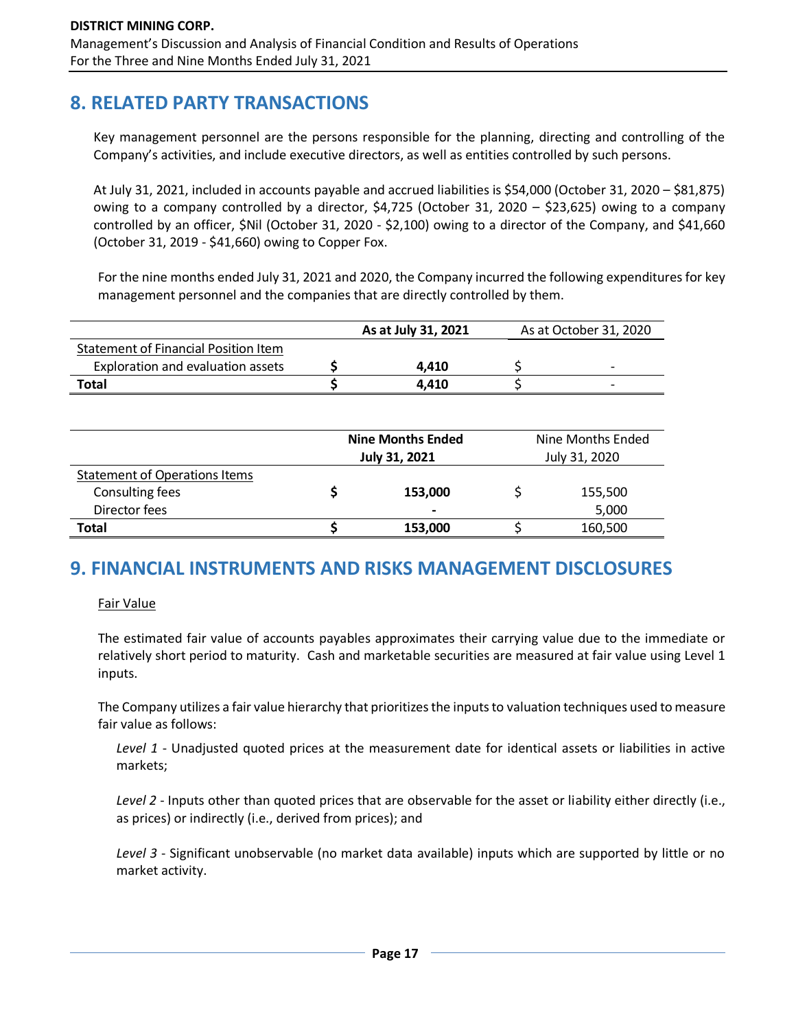## 8. RELATED PARTY TRANSACTIONS

Key management personnel are the persons responsible for the planning, directing and controlling of the Company's activities, and include executive directors, as well as entities controlled by such persons.

At July 31, 2021, included in accounts payable and accrued liabilities is $54,000 (October 31, 2020 – $81,875) owing to a company controlled by a director, $4,725 (October 31, 2020 – $23,625) owing to a company controlled by an officer, $Nil (October 31, 2020 - $2,100) owing to a director of the Company, and $41,660 (October 31, 2019 - $41,660) owing to Copper Fox.

For the nine months ended July 31, 2021 and 2020, the Company incurred the following expenditures for key management personnel and the companies that are directly controlled by them.

| | **As at July 31, 2021** | As at October 31, 2020 |
|---|---|---|
| Statement of Financial Position Item | | |
| Exploration and evaluation assets | **$ 4,410** | $ - |
| **Total** | **$ 4,410** | $ - |

| | **Nine Months Ended July 31, 2021** | Nine Months Ended July 31, 2020 |
|---|---|---|
| Statement of Operations Items | | |
| Consulting fees | **$ 153,000** | $ 155,500 |
| Director fees | **-** | 5,000 |
| **Total** | **$ 153,000** | $ 160,500 |

## 9. FINANCIAL INSTRUMENTS AND RISKS MANAGEMENT DISCLOSURES

Fair Value

The estimated fair value of accounts payables approximates their carrying value due to the immediate or relatively short period to maturity. Cash and marketable securities are measured at fair value using Level 1 inputs.

The Company utilizes a fair value hierarchy that prioritizes the inputs to valuation techniques used to measure fair value as follows:

*Level 1* - Unadjusted quoted prices at the measurement date for identical assets or liabilities in active markets;

*Level 2* - Inputs other than quoted prices that are observable for the asset or liability either directly (i.e., as prices) or indirectly (i.e., derived from prices); and

*Level 3* - Significant unobservable (no market data available) inputs which are supported by little or no market activity.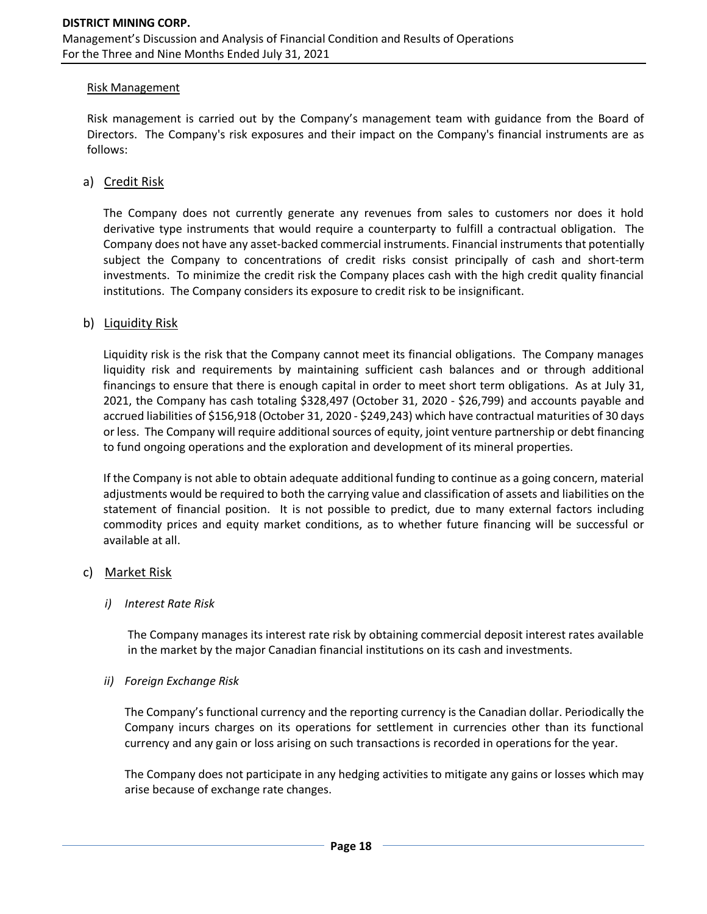Risk Management

Risk management is carried out by the Company's management team with guidance from the Board of Directors. The Company's risk exposures and their impact on the Company's financial instruments are as follows:

a) Credit Risk

The Company does not currently generate any revenues from sales to customers nor does it hold derivative type instruments that would require a counterparty to fulfill a contractual obligation. The Company does not have any asset-backed commercial instruments. Financial instruments that potentially subject the Company to concentrations of credit risks consist principally of cash and short-term investments. To minimize the credit risk the Company places cash with the high credit quality financial institutions. The Company considers its exposure to credit risk to be insignificant.

b) Liquidity Risk

Liquidity risk is the risk that the Company cannot meet its financial obligations. The Company manages liquidity risk and requirements by maintaining sufficient cash balances and or through additional financings to ensure that there is enough capital in order to meet short term obligations. As at July 31, 2021, the Company has cash totaling $328,497 (October 31, 2020 - $26,799) and accounts payable and accrued liabilities of $156,918 (October 31, 2020 - $249,243) which have contractual maturities of 30 days or less. The Company will require additional sources of equity, joint venture partnership or debt financing to fund ongoing operations and the exploration and development of its mineral properties.

If the Company is not able to obtain adequate additional funding to continue as a going concern, material adjustments would be required to both the carrying value and classification of assets and liabilities on the statement of financial position. It is not possible to predict, due to many external factors including commodity prices and equity market conditions, as to whether future financing will be successful or available at all.

c) Market Risk

*i) Interest Rate Risk*

The Company manages its interest rate risk by obtaining commercial deposit interest rates available in the market by the major Canadian financial institutions on its cash and investments.

*ii) Foreign Exchange Risk*

The Company's functional currency and the reporting currency is the Canadian dollar. Periodically the Company incurs charges on its operations for settlement in currencies other than its functional currency and any gain or loss arising on such transactions is recorded in operations for the year.

The Company does not participate in any hedging activities to mitigate any gains or losses which may arise because of exchange rate changes.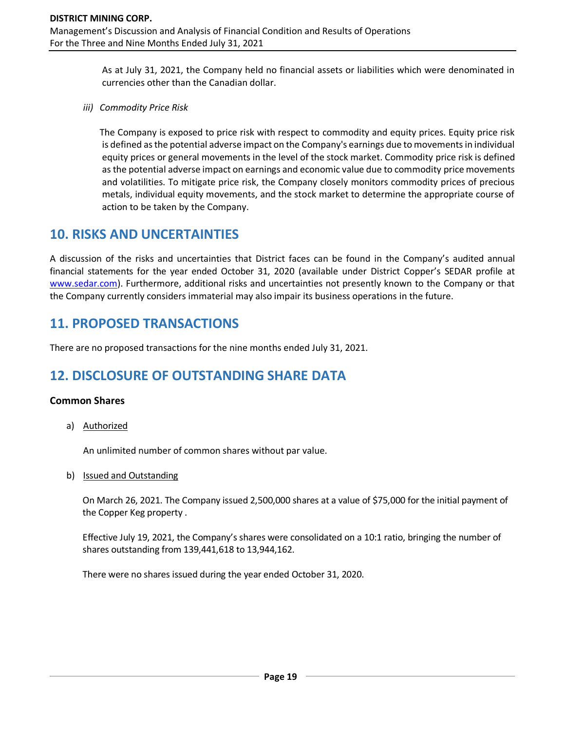As at July 31, 2021, the Company held no financial assets or liabilities which were denominated in currencies other than the Canadian dollar.

*iii) Commodity Price Risk*

The Company is exposed to price risk with respect to commodity and equity prices. Equity price risk is defined as the potential adverse impact on the Company's earnings due to movements in individual equity prices or general movements in the level of the stock market. Commodity price risk is defined as the potential adverse impact on earnings and economic value due to commodity price movements and volatilities. To mitigate price risk, the Company closely monitors commodity prices of precious metals, individual equity movements, and the stock market to determine the appropriate course of action to be taken by the Company.

## 10. RISKS AND UNCERTAINTIES

A discussion of the risks and uncertainties that District faces can be found in the Company's audited annual financial statements for the year ended October 31, 2020 (available under District Copper's SEDAR profile at www.sedar.com). Furthermore, additional risks and uncertainties not presently known to the Company or that the Company currently considers immaterial may also impair its business operations in the future.

## 11. PROPOSED TRANSACTIONS

There are no proposed transactions for the nine months ended July 31, 2021.

## 12. DISCLOSURE OF OUTSTANDING SHARE DATA

### Common Shares

a) Authorized

An unlimited number of common shares without par value.

b) Issued and Outstanding

On March 26, 2021. The Company issued 2,500,000 shares at a value of $75,000 for the initial payment of the Copper Keg property .

Effective July 19, 2021, the Company's shares were consolidated on a 10:1 ratio, bringing the number of shares outstanding from 139,441,618 to 13,944,162.

There were no shares issued during the year ended October 31, 2020.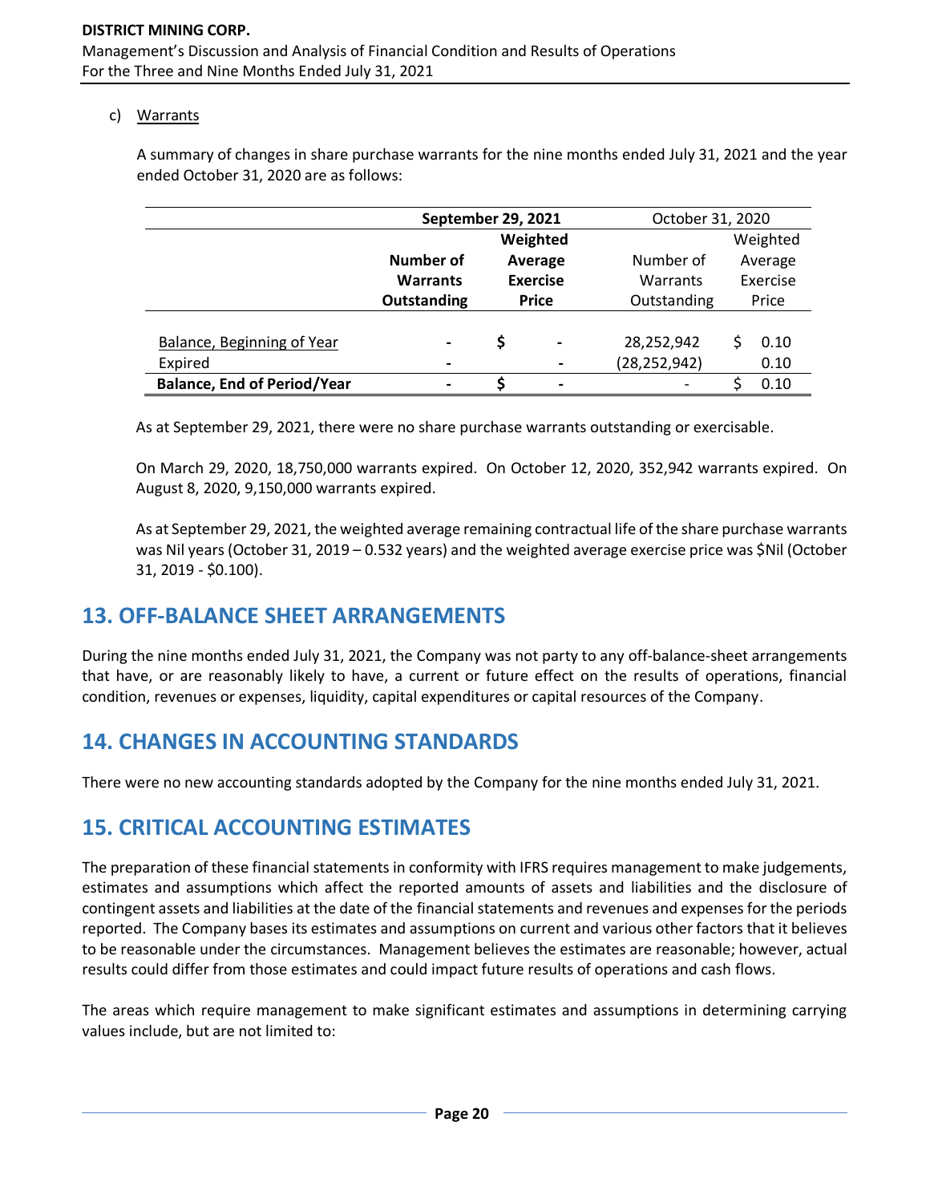c) Warrants

A summary of changes in share purchase warrants for the nine months ended July 31, 2021 and the year ended October 31, 2020 are as follows:

| | **September 29, 2021** | | October 31, 2020 | |
|---|---|---|---|---|
| | **Number of Warrants Outstanding** | **Weighted Average Exercise Price** | Number of Warrants Outstanding | Weighted Average Exercise Price |
| Balance, Beginning of Year | - | $ - | 28,252,942 | $ 0.10 |
| Expired | - | - | (28,252,942) | 0.10 |
| **Balance, End of Period/Year** | - | $ - | - | $ 0.10 |

As at September 29, 2021, there were no share purchase warrants outstanding or exercisable.

On March 29, 2020, 18,750,000 warrants expired. On October 12, 2020, 352,942 warrants expired. On August 8, 2020, 9,150,000 warrants expired.

As at September 29, 2021, the weighted average remaining contractual life of the share purchase warrants was Nil years (October 31, 2019 – 0.532 years) and the weighted average exercise price was $Nil (October 31, 2019 - $0.100).

# 13. OFF-BALANCE SHEET ARRANGEMENTS

During the nine months ended July 31, 2021, the Company was not party to any off-balance-sheet arrangements that have, or are reasonably likely to have, a current or future effect on the results of operations, financial condition, revenues or expenses, liquidity, capital expenditures or capital resources of the Company.

# 14. CHANGES IN ACCOUNTING STANDARDS

There were no new accounting standards adopted by the Company for the nine months ended July 31, 2021.

# 15. CRITICAL ACCOUNTING ESTIMATES

The preparation of these financial statements in conformity with IFRS requires management to make judgements, estimates and assumptions which affect the reported amounts of assets and liabilities and the disclosure of contingent assets and liabilities at the date of the financial statements and revenues and expenses for the periods reported. The Company bases its estimates and assumptions on current and various other factors that it believes to be reasonable under the circumstances. Management believes the estimates are reasonable; however, actual results could differ from those estimates and could impact future results of operations and cash flows.

The areas which require management to make significant estimates and assumptions in determining carrying values include, but are not limited to: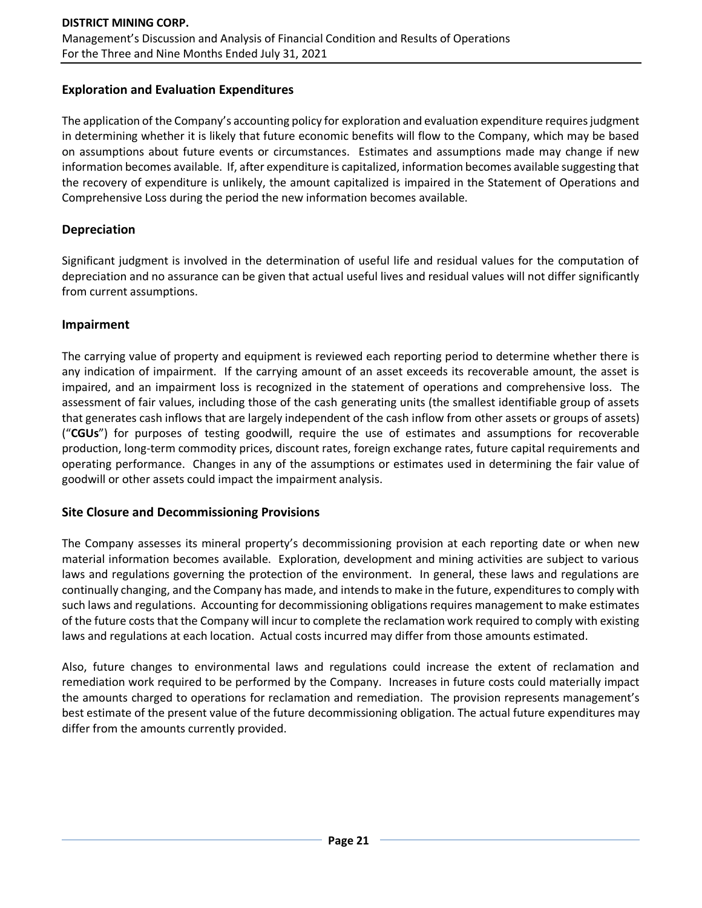## Exploration and Evaluation Expenditures

The application of the Company's accounting policy for exploration and evaluation expenditure requires judgment in determining whether it is likely that future economic benefits will flow to the Company, which may be based on assumptions about future events or circumstances. Estimates and assumptions made may change if new information becomes available. If, after expenditure is capitalized, information becomes available suggesting that the recovery of expenditure is unlikely, the amount capitalized is impaired in the Statement of Operations and Comprehensive Loss during the period the new information becomes available.

## Depreciation

Significant judgment is involved in the determination of useful life and residual values for the computation of depreciation and no assurance can be given that actual useful lives and residual values will not differ significantly from current assumptions.

## Impairment

The carrying value of property and equipment is reviewed each reporting period to determine whether there is any indication of impairment. If the carrying amount of an asset exceeds its recoverable amount, the asset is impaired, and an impairment loss is recognized in the statement of operations and comprehensive loss. The assessment of fair values, including those of the cash generating units (the smallest identifiable group of assets that generates cash inflows that are largely independent of the cash inflow from other assets or groups of assets) ("**CGUs**") for purposes of testing goodwill, require the use of estimates and assumptions for recoverable production, long-term commodity prices, discount rates, foreign exchange rates, future capital requirements and operating performance. Changes in any of the assumptions or estimates used in determining the fair value of goodwill or other assets could impact the impairment analysis.

## Site Closure and Decommissioning Provisions

The Company assesses its mineral property's decommissioning provision at each reporting date or when new material information becomes available. Exploration, development and mining activities are subject to various laws and regulations governing the protection of the environment. In general, these laws and regulations are continually changing, and the Company has made, and intends to make in the future, expenditures to comply with such laws and regulations. Accounting for decommissioning obligations requires management to make estimates of the future costs that the Company will incur to complete the reclamation work required to comply with existing laws and regulations at each location. Actual costs incurred may differ from those amounts estimated.

Also, future changes to environmental laws and regulations could increase the extent of reclamation and remediation work required to be performed by the Company. Increases in future costs could materially impact the amounts charged to operations for reclamation and remediation. The provision represents management's best estimate of the present value of the future decommissioning obligation. The actual future expenditures may differ from the amounts currently provided.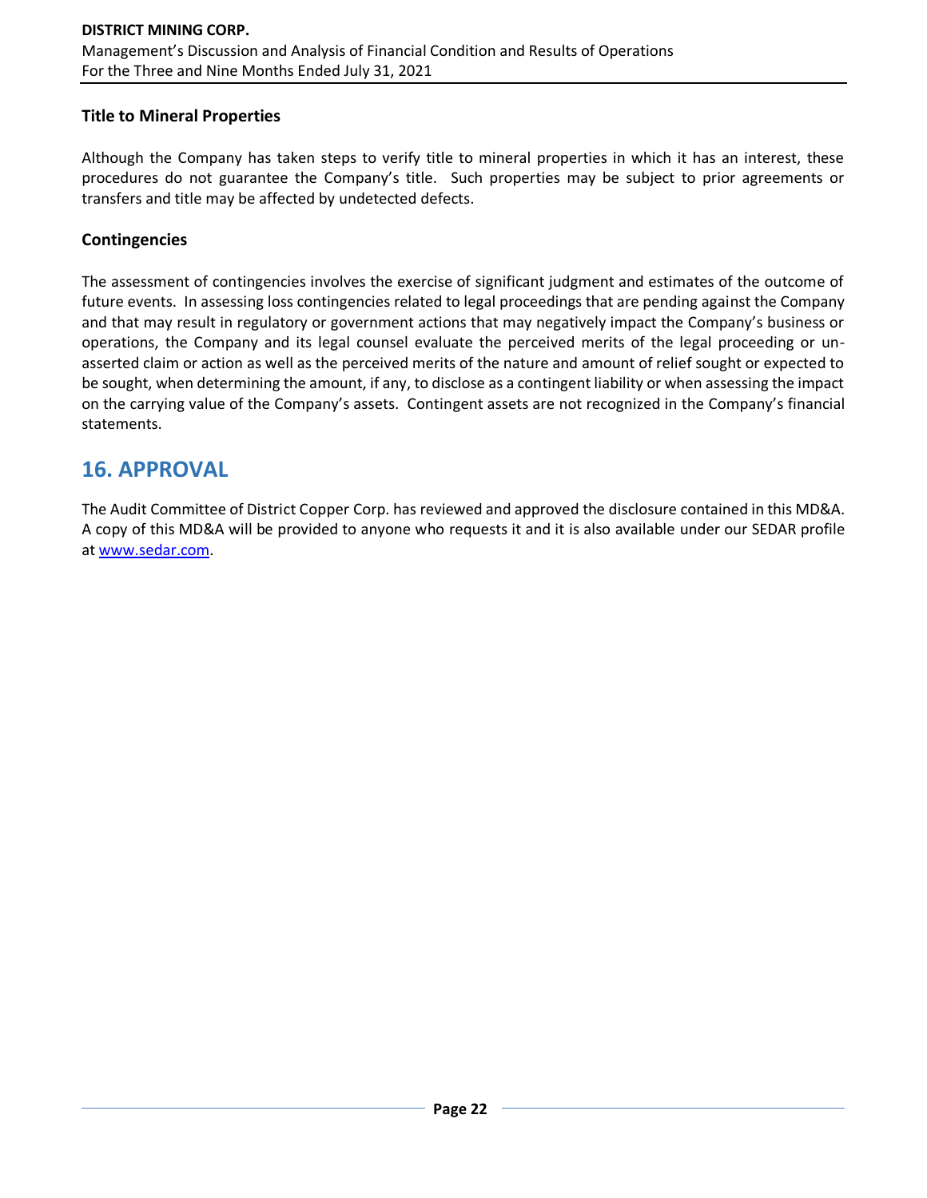### Title to Mineral Properties

Although the Company has taken steps to verify title to mineral properties in which it has an interest, these procedures do not guarantee the Company's title. Such properties may be subject to prior agreements or transfers and title may be affected by undetected defects.

### Contingencies

The assessment of contingencies involves the exercise of significant judgment and estimates of the outcome of future events. In assessing loss contingencies related to legal proceedings that are pending against the Company and that may result in regulatory or government actions that may negatively impact the Company's business or operations, the Company and its legal counsel evaluate the perceived merits of the legal proceeding or un-asserted claim or action as well as the perceived merits of the nature and amount of relief sought or expected to be sought, when determining the amount, if any, to disclose as a contingent liability or when assessing the impact on the carrying value of the Company's assets. Contingent assets are not recognized in the Company's financial statements.

## 16. APPROVAL

The Audit Committee of District Copper Corp. has reviewed and approved the disclosure contained in this MD&A. A copy of this MD&A will be provided to anyone who requests it and it is also available under our SEDAR profile at [www.sedar.com](http://www.sedar.com).